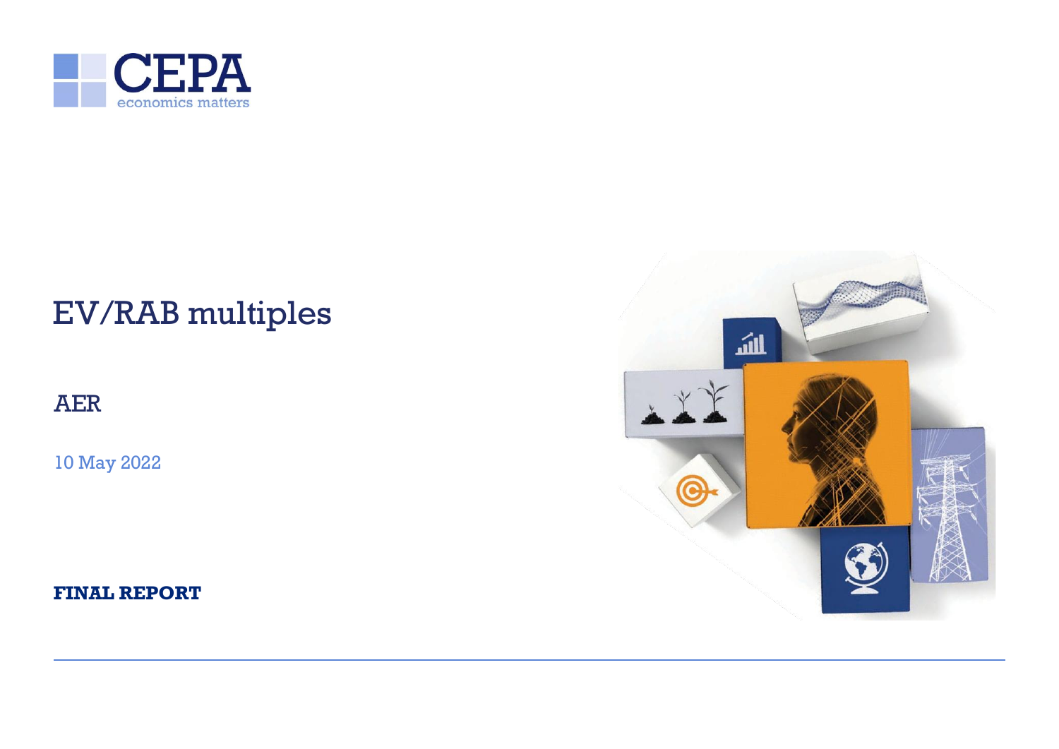CEPA

economics matters

# EV/RAB multiples

AER

10 May 2022

**FINAL REPORT**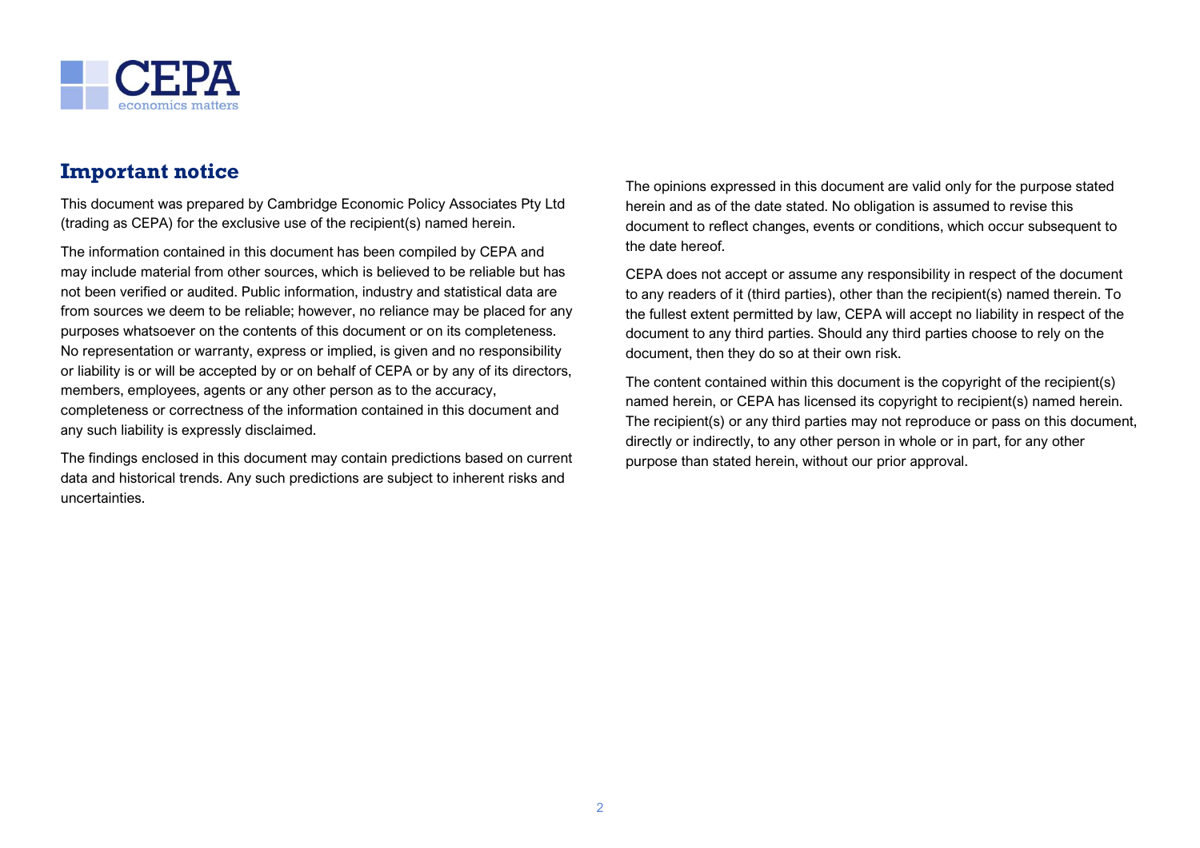## Important notice

This document was prepared by Cambridge Economic Policy Associates Pty Ltd (trading as CEPA) for the exclusive use of the recipient(s) named herein.

The information contained in this document has been compiled by CEPA and may include material from other sources, which is believed to be reliable but has not been verified or audited. Public information, industry and statistical data are from sources we deem to be reliable; however, no reliance may be placed for any purposes whatsoever on the contents of this document or on its completeness. No representation or warranty, express or implied, is given and no responsibility or liability is or will be accepted by or on behalf of CEPA or by any of its directors, members, employees, agents or any other person as to the accuracy, completeness or correctness of the information contained in this document and any such liability is expressly disclaimed.

The findings enclosed in this document may contain predictions based on current data and historical trends. Any such predictions are subject to inherent risks and uncertainties.

The opinions expressed in this document are valid only for the purpose stated herein and as of the date stated. No obligation is assumed to revise this document to reflect changes, events or conditions, which occur subsequent to the date hereof.

CEPA does not accept or assume any responsibility in respect of the document to any readers of it (third parties), other than the recipient(s) named therein. To the fullest extent permitted by law, CEPA will accept no liability in respect of the document to any third parties. Should any third parties choose to rely on the document, then they do so at their own risk.

The content contained within this document is the copyright of the recipient(s) named herein, or CEPA has licensed its copyright to recipient(s) named herein. The recipient(s) or any third parties may not reproduce or pass on this document, directly or indirectly, to any other person in whole or in part, for any other purpose than stated herein, without our prior approval.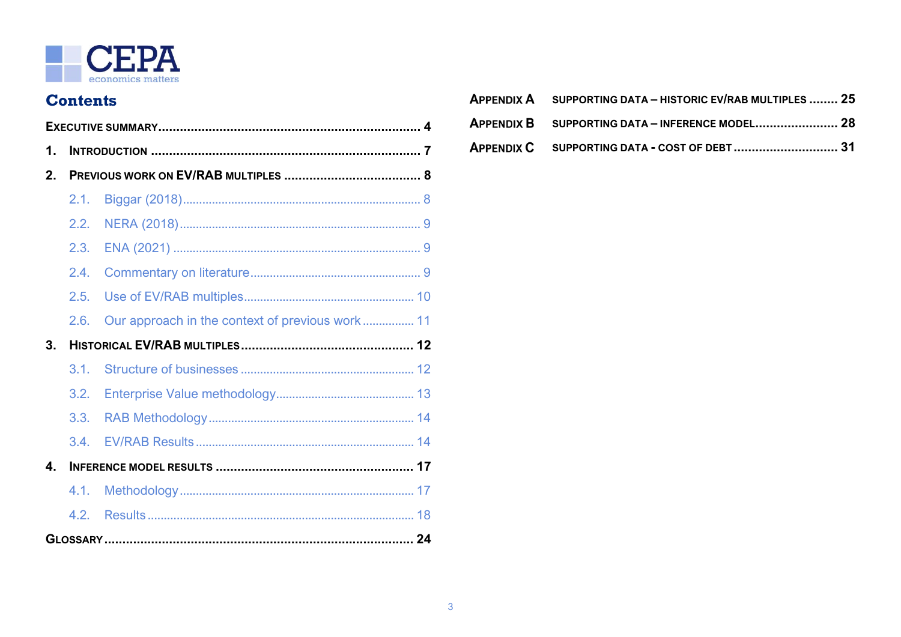# Contents

Executive summary ........................................................................ 4

1. Introduction ........................................................................ 7

2. Previous work on EV/RAB multiples ........................................ 8

   2.1. Biggar (2018) ........................................................................ 8

   2.2. NERA (2018) ........................................................................ 9

   2.3. ENA (2021) ........................................................................ 9

   2.4. Commentary on literature ........................................................ 9

   2.5. Use of EV/RAB multiples ........................................................ 10

   2.6. Our approach in the context of previous work ................ 11

3. Historical EV/RAB multiples ................................................ 12

   3.1. Structure of businesses ........................................................ 12

   3.2. Enterprise Value methodology ................................................ 13

   3.3. RAB Methodology ........................................................ 14

   3.4. EV/RAB Results ........................................................ 14

4. Inference model results ........................................................ 17

   4.1. Methodology ........................................................ 17

   4.2. Results ........................................................ 18

Glossary ........................................................................ 24

Appendix A Supporting data – historic EV/RAB multiples ........ 25

Appendix B Supporting data – inference model ........................ 28

Appendix C Supporting data - cost of debt ............................ 31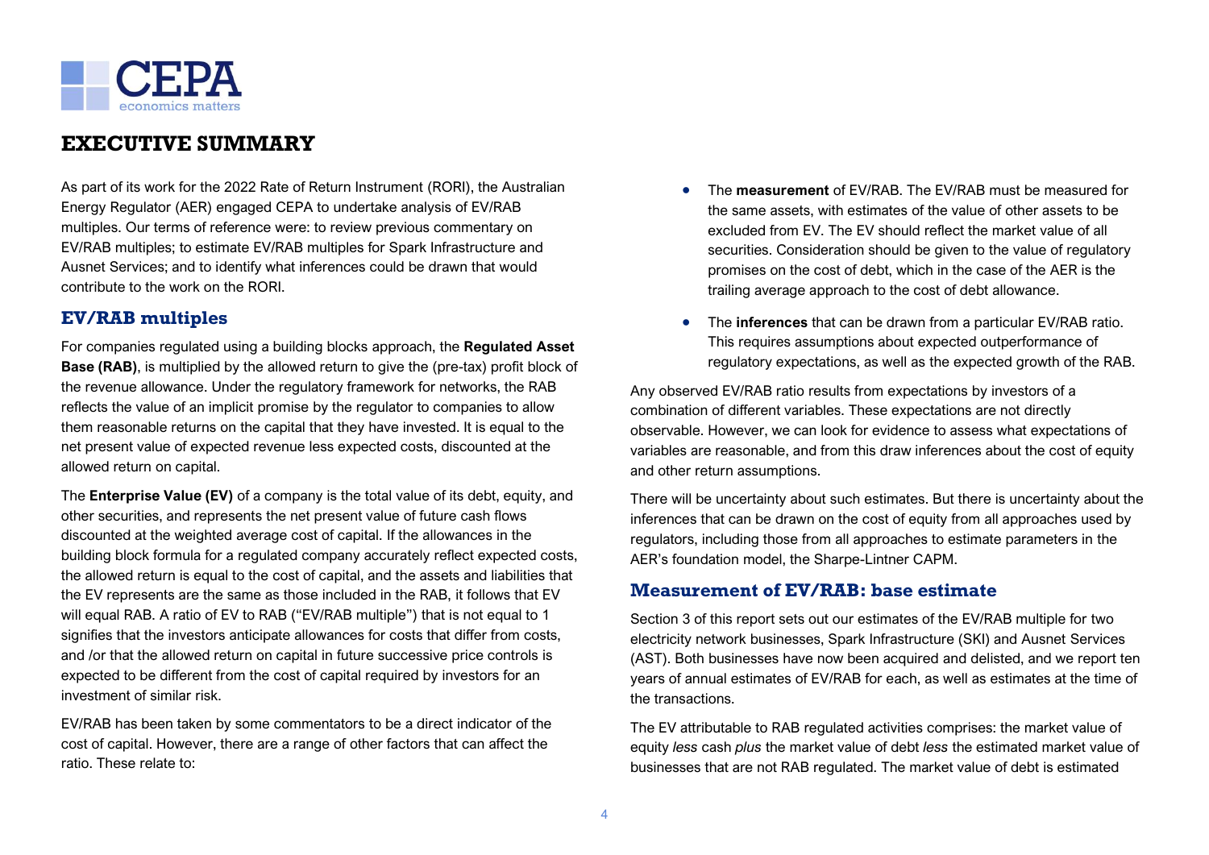# EXECUTIVE SUMMARY

As part of its work for the 2022 Rate of Return Instrument (RORI), the Australian Energy Regulator (AER) engaged CEPA to undertake analysis of EV/RAB multiples. Our terms of reference were: to review previous commentary on EV/RAB multiples; to estimate EV/RAB multiples for Spark Infrastructure and Ausnet Services; and to identify what inferences could be drawn that would contribute to the work on the RORI.

## EV/RAB multiples

For companies regulated using a building blocks approach, the **Regulated Asset Base (RAB)**, is multiplied by the allowed return to give the (pre-tax) profit block of the revenue allowance. Under the regulatory framework for networks, the RAB reflects the value of an implicit promise by the regulator to companies to allow them reasonable returns on the capital that they have invested. It is equal to the net present value of expected revenue less expected costs, discounted at the allowed return on capital.

The **Enterprise Value (EV)** of a company is the total value of its debt, equity, and other securities, and represents the net present value of future cash flows discounted at the weighted average cost of capital. If the allowances in the building block formula for a regulated company accurately reflect expected costs, the allowed return is equal to the cost of capital, and the assets and liabilities that the EV represents are the same as those included in the RAB, it follows that EV will equal RAB. A ratio of EV to RAB ("EV/RAB multiple") that is not equal to 1 signifies that the investors anticipate allowances for costs that differ from costs, and /or that the allowed return on capital in future successive price controls is expected to be different from the cost of capital required by investors for an investment of similar risk.

EV/RAB has been taken by some commentators to be a direct indicator of the cost of capital. However, there are a range of other factors that can affect the ratio. These relate to:

- The **measurement** of EV/RAB. The EV/RAB must be measured for the same assets, with estimates of the value of other assets to be excluded from EV. The EV should reflect the market value of all securities. Consideration should be given to the value of regulatory promises on the cost of debt, which in the case of the AER is the trailing average approach to the cost of debt allowance.
- The **inferences** that can be drawn from a particular EV/RAB ratio. This requires assumptions about expected outperformance of regulatory expectations, as well as the expected growth of the RAB.

Any observed EV/RAB ratio results from expectations by investors of a combination of different variables. These expectations are not directly observable. However, we can look for evidence to assess what expectations of variables are reasonable, and from this draw inferences about the cost of equity and other return assumptions.

There will be uncertainty about such estimates. But there is uncertainty about the inferences that can be drawn on the cost of equity from all approaches used by regulators, including those from all approaches to estimate parameters in the AER's foundation model, the Sharpe-Lintner CAPM.

## Measurement of EV/RAB: base estimate

Section 3 of this report sets out our estimates of the EV/RAB multiple for two electricity network businesses, Spark Infrastructure (SKI) and Ausnet Services (AST). Both businesses have now been acquired and delisted, and we report ten years of annual estimates of EV/RAB for each, as well as estimates at the time of the transactions.

The EV attributable to RAB regulated activities comprises: the market value of equity *less* cash *plus* the market value of debt *less* the estimated market value of businesses that are not RAB regulated. The market value of debt is estimated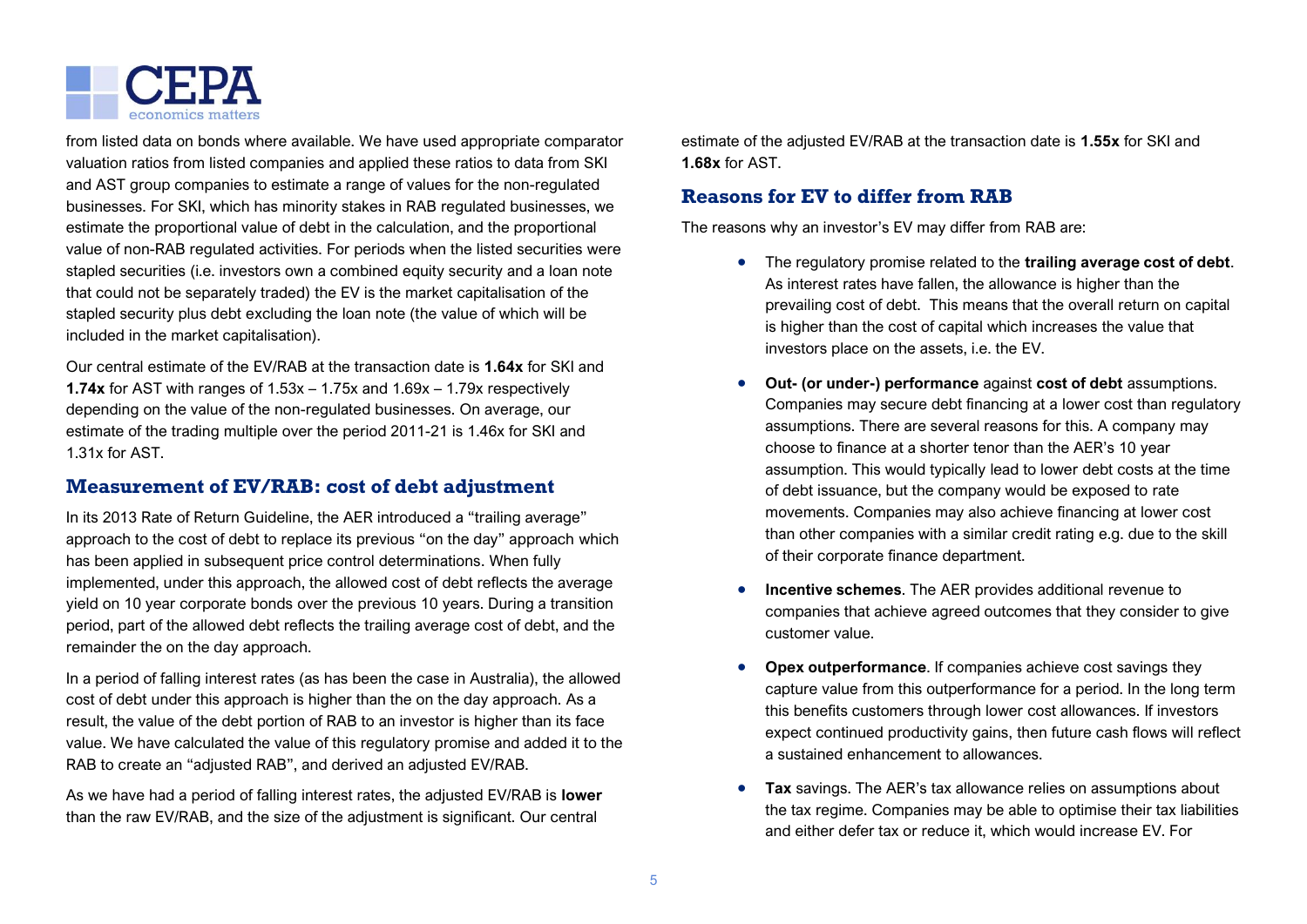from listed data on bonds where available. We have used appropriate comparator valuation ratios from listed companies and applied these ratios to data from SKI and AST group companies to estimate a range of values for the non-regulated businesses. For SKI, which has minority stakes in RAB regulated businesses, we estimate the proportional value of debt in the calculation, and the proportional value of non-RAB regulated activities. For periods when the listed securities were stapled securities (i.e. investors own a combined equity security and a loan note that could not be separately traded) the EV is the market capitalisation of the stapled security plus debt excluding the loan note (the value of which will be included in the market capitalisation).

Our central estimate of the EV/RAB at the transaction date is **1.64x** for SKI and **1.74x** for AST with ranges of 1.53x – 1.75x and 1.69x – 1.79x respectively depending on the value of the non-regulated businesses. On average, our estimate of the trading multiple over the period 2011-21 is 1.46x for SKI and 1.31x for AST.

## Measurement of EV/RAB: cost of debt adjustment

In its 2013 Rate of Return Guideline, the AER introduced a "trailing average" approach to the cost of debt to replace its previous "on the day" approach which has been applied in subsequent price control determinations. When fully implemented, under this approach, the allowed cost of debt reflects the average yield on 10 year corporate bonds over the previous 10 years. During a transition period, part of the allowed debt reflects the trailing average cost of debt, and the remainder the on the day approach.

In a period of falling interest rates (as has been the case in Australia), the allowed cost of debt under this approach is higher than the on the day approach. As a result, the value of the debt portion of RAB to an investor is higher than its face value. We have calculated the value of this regulatory promise and added it to the RAB to create an "adjusted RAB", and derived an adjusted EV/RAB.

As we have had a period of falling interest rates, the adjusted EV/RAB is **lower** than the raw EV/RAB, and the size of the adjustment is significant. Our central estimate of the adjusted EV/RAB at the transaction date is **1.55x** for SKI and **1.68x** for AST.

## Reasons for EV to differ from RAB

The reasons why an investor's EV may differ from RAB are:

- The regulatory promise related to the **trailing average cost of debt**. As interest rates have fallen, the allowance is higher than the prevailing cost of debt. This means that the overall return on capital is higher than the cost of capital which increases the value that investors place on the assets, i.e. the EV.
- **Out- (or under-) performance** against **cost of debt** assumptions. Companies may secure debt financing at a lower cost than regulatory assumptions. There are several reasons for this. A company may choose to finance at a shorter tenor than the AER's 10 year assumption. This would typically lead to lower debt costs at the time of debt issuance, but the company would be exposed to rate movements. Companies may also achieve financing at lower cost than other companies with a similar credit rating e.g. due to the skill of their corporate finance department.
- **Incentive schemes**. The AER provides additional revenue to companies that achieve agreed outcomes that they consider to give customer value.
- **Opex outperformance**. If companies achieve cost savings they capture value from this outperformance for a period. In the long term this benefits customers through lower cost allowances. If investors expect continued productivity gains, then future cash flows will reflect a sustained enhancement to allowances.
- **Tax** savings. The AER's tax allowance relies on assumptions about the tax regime. Companies may be able to optimise their tax liabilities and either defer tax or reduce it, which would increase EV. For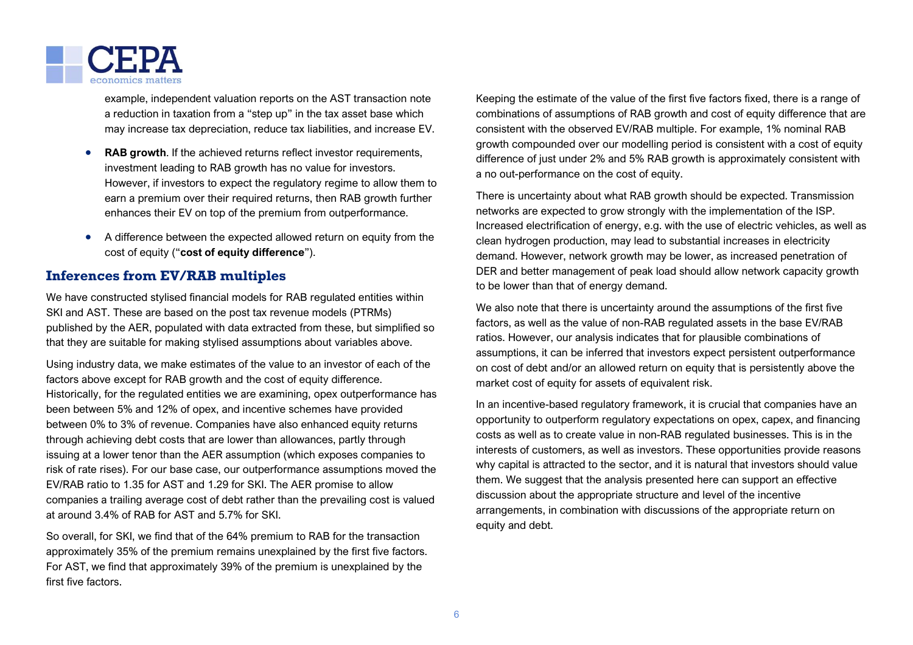example, independent valuation reports on the AST transaction note a reduction in taxation from a “step up” in the tax asset base which may increase tax depreciation, reduce tax liabilities, and increase EV.

- **RAB growth**. If the achieved returns reflect investor requirements, investment leading to RAB growth has no value for investors. However, if investors to expect the regulatory regime to allow them to earn a premium over their required returns, then RAB growth further enhances their EV on top of the premium from outperformance.
- A difference between the expected allowed return on equity from the cost of equity (“**cost of equity difference**”).

## Inferences from EV/RAB multiples

We have constructed stylised financial models for RAB regulated entities within SKI and AST. These are based on the post tax revenue models (PTRMs) published by the AER, populated with data extracted from these, but simplified so that they are suitable for making stylised assumptions about variables above.

Using industry data, we make estimates of the value to an investor of each of the factors above except for RAB growth and the cost of equity difference. Historically, for the regulated entities we are examining, opex outperformance has been between 5% and 12% of opex, and incentive schemes have provided between 0% to 3% of revenue. Companies have also enhanced equity returns through achieving debt costs that are lower than allowances, partly through issuing at a lower tenor than the AER assumption (which exposes companies to risk of rate rises). For our base case, our outperformance assumptions moved the EV/RAB ratio to 1.35 for AST and 1.29 for SKI. The AER promise to allow companies a trailing average cost of debt rather than the prevailing cost is valued at around 3.4% of RAB for AST and 5.7% for SKI.

So overall, for SKI, we find that of the 64% premium to RAB for the transaction approximately 35% of the premium remains unexplained by the first five factors. For AST, we find that approximately 39% of the premium is unexplained by the first five factors.

Keeping the estimate of the value of the first five factors fixed, there is a range of combinations of assumptions of RAB growth and cost of equity difference that are consistent with the observed EV/RAB multiple. For example, 1% nominal RAB growth compounded over our modelling period is consistent with a cost of equity difference of just under 2% and 5% RAB growth is approximately consistent with a no out-performance on the cost of equity.

There is uncertainty about what RAB growth should be expected. Transmission networks are expected to grow strongly with the implementation of the ISP. Increased electrification of energy, e.g. with the use of electric vehicles, as well as clean hydrogen production, may lead to substantial increases in electricity demand. However, network growth may be lower, as increased penetration of DER and better management of peak load should allow network capacity growth to be lower than that of energy demand.

We also note that there is uncertainty around the assumptions of the first five factors, as well as the value of non-RAB regulated assets in the base EV/RAB ratios. However, our analysis indicates that for plausible combinations of assumptions, it can be inferred that investors expect persistent outperformance on cost of debt and/or an allowed return on equity that is persistently above the market cost of equity for assets of equivalent risk.

In an incentive-based regulatory framework, it is crucial that companies have an opportunity to outperform regulatory expectations on opex, capex, and financing costs as well as to create value in non-RAB regulated businesses. This is in the interests of customers, as well as investors. These opportunities provide reasons why capital is attracted to the sector, and it is natural that investors should value them. We suggest that the analysis presented here can support an effective discussion about the appropriate structure and level of the incentive arrangements, in combination with discussions of the appropriate return on equity and debt.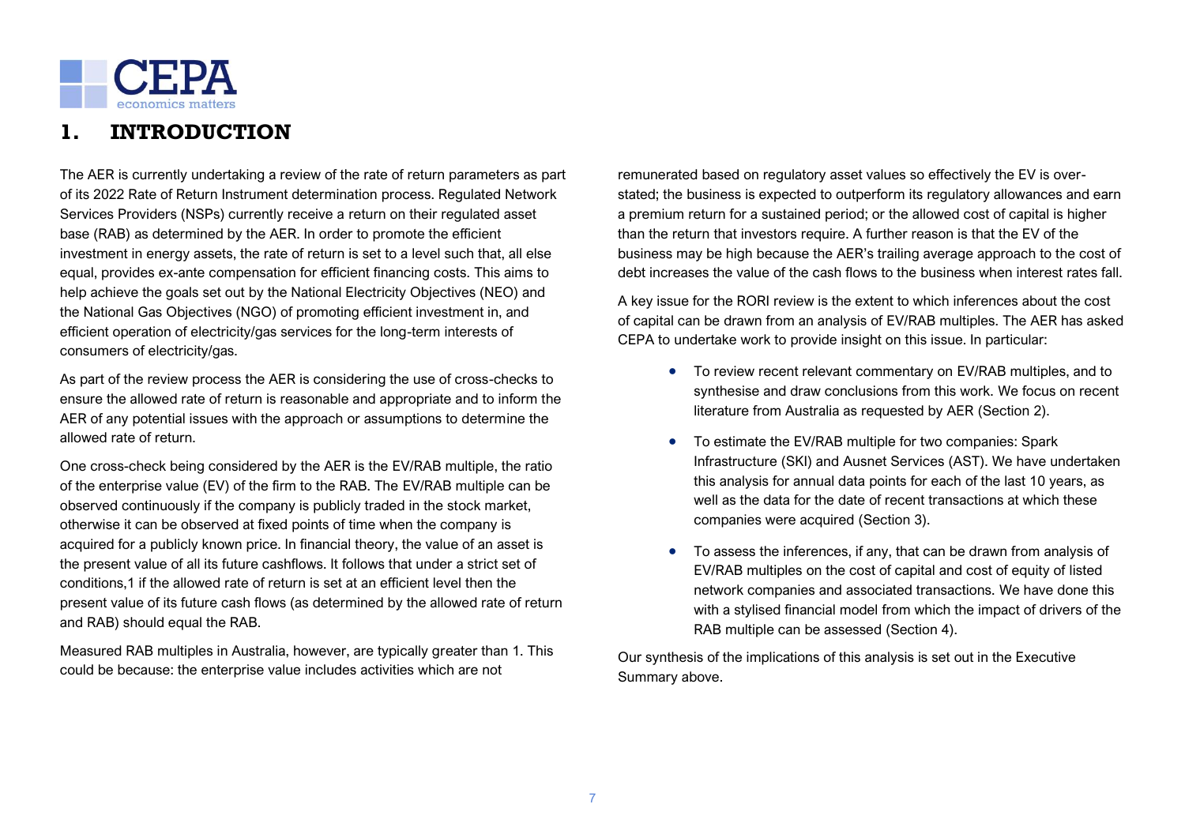# 1. INTRODUCTION

The AER is currently undertaking a review of the rate of return parameters as part of its 2022 Rate of Return Instrument determination process. Regulated Network Services Providers (NSPs) currently receive a return on their regulated asset base (RAB) as determined by the AER. In order to promote the efficient investment in energy assets, the rate of return is set to a level such that, all else equal, provides ex-ante compensation for efficient financing costs. This aims to help achieve the goals set out by the National Electricity Objectives (NEO) and the National Gas Objectives (NGO) of promoting efficient investment in, and efficient operation of electricity/gas services for the long-term interests of consumers of electricity/gas.

As part of the review process the AER is considering the use of cross-checks to ensure the allowed rate of return is reasonable and appropriate and to inform the AER of any potential issues with the approach or assumptions to determine the allowed rate of return.

One cross-check being considered by the AER is the EV/RAB multiple, the ratio of the enterprise value (EV) of the firm to the RAB. The EV/RAB multiple can be observed continuously if the company is publicly traded in the stock market, otherwise it can be observed at fixed points of time when the company is acquired for a publicly known price. In financial theory, the value of an asset is the present value of all its future cashflows. It follows that under a strict set of conditions,[1] if the allowed rate of return is set at an efficient level then the present value of its future cash flows (as determined by the allowed rate of return and RAB) should equal the RAB.

Measured RAB multiples in Australia, however, are typically greater than 1. This could be because: the enterprise value includes activities which are not remunerated based on regulatory asset values so effectively the EV is over-stated; the business is expected to outperform its regulatory allowances and earn a premium return for a sustained period; or the allowed cost of capital is higher than the return that investors require. A further reason is that the EV of the business may be high because the AER's trailing average approach to the cost of debt increases the value of the cash flows to the business when interest rates fall.

A key issue for the RORI review is the extent to which inferences about the cost of capital can be drawn from an analysis of EV/RAB multiples. The AER has asked CEPA to undertake work to provide insight on this issue. In particular:

- To review recent relevant commentary on EV/RAB multiples, and to synthesise and draw conclusions from this work. We focus on recent literature from Australia as requested by AER (Section 2).
- To estimate the EV/RAB multiple for two companies: Spark Infrastructure (SKI) and Ausnet Services (AST). We have undertaken this analysis for annual data points for each of the last 10 years, as well as the data for the date of recent transactions at which these companies were acquired (Section 3).
- To assess the inferences, if any, that can be drawn from analysis of EV/RAB multiples on the cost of capital and cost of equity of listed network companies and associated transactions. We have done this with a stylised financial model from which the impact of drivers of the RAB multiple can be assessed (Section 4).

Our synthesis of the implications of this analysis is set out in the Executive Summary above.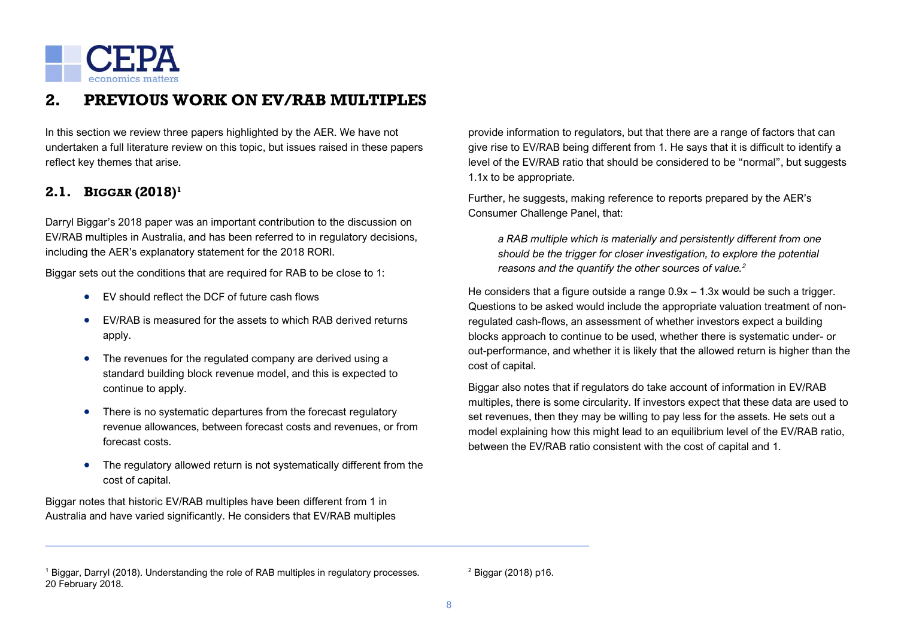## 2. PREVIOUS WORK ON EV/RAB MULTIPLES

In this section we review three papers highlighted by the AER. We have not undertaken a full literature review on this topic, but issues raised in these papers reflect key themes that arise.

### 2.1. BIGGAR (2018)[1]

Darryl Biggar's 2018 paper was an important contribution to the discussion on EV/RAB multiples in Australia, and has been referred to in regulatory decisions, including the AER's explanatory statement for the 2018 RORI.

Biggar sets out the conditions that are required for RAB to be close to 1:

- EV should reflect the DCF of future cash flows
- EV/RAB is measured for the assets to which RAB derived returns apply.
- The revenues for the regulated company are derived using a standard building block revenue model, and this is expected to continue to apply.
- There is no systematic departures from the forecast regulatory revenue allowances, between forecast costs and revenues, or from forecast costs.
- The regulatory allowed return is not systematically different from the cost of capital.

Biggar notes that historic EV/RAB multiples have been different from 1 in Australia and have varied significantly. He considers that EV/RAB multiples provide information to regulators, but that there are a range of factors that can give rise to EV/RAB being different from 1. He says that it is difficult to identify a level of the EV/RAB ratio that should be considered to be "normal", but suggests 1.1x to be appropriate.

Further, he suggests, making reference to reports prepared by the AER's Consumer Challenge Panel, that:

> *a RAB multiple which is materially and persistently different from one should be the trigger for closer investigation, to explore the potential reasons and the quantify the other sources of value.*[2]

He considers that a figure outside a range 0.9x – 1.3x would be such a trigger. Questions to be asked would include the appropriate valuation treatment of non-regulated cash-flows, an assessment of whether investors expect a building blocks approach to continue to be used, whether there is systematic under- or out-performance, and whether it is likely that the allowed return is higher than the cost of capital.

Biggar also notes that if regulators do take account of information in EV/RAB multiples, there is some circularity. If investors expect that these data are used to set revenues, then they may be willing to pay less for the assets. He sets out a model explaining how this might lead to an equilibrium level of the EV/RAB ratio, between the EV/RAB ratio consistent with the cost of capital and 1.

---

[1] Biggar, Darryl (2018). Understanding the role of RAB multiples in regulatory processes. 20 February 2018.

[2] Biggar (2018) p16.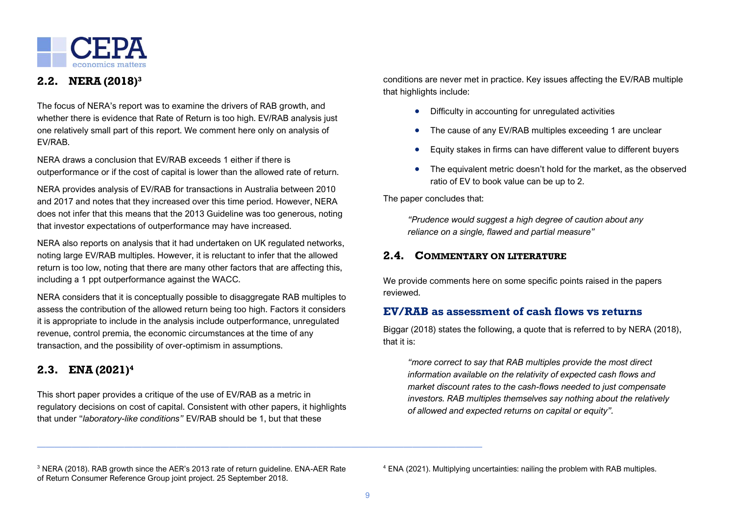## 2.2. NERA (2018)[3]

The focus of NERA's report was to examine the drivers of RAB growth, and whether there is evidence that Rate of Return is too high. EV/RAB analysis just one relatively small part of this report. We comment here only on analysis of EV/RAB.

NERA draws a conclusion that EV/RAB exceeds 1 either if there is outperformance or if the cost of capital is lower than the allowed rate of return.

NERA provides analysis of EV/RAB for transactions in Australia between 2010 and 2017 and notes that they increased over this time period. However, NERA does not infer that this means that the 2013 Guideline was too generous, noting that investor expectations of outperformance may have increased.

NERA also reports on analysis that it had undertaken on UK regulated networks, noting large EV/RAB multiples. However, it is reluctant to infer that the allowed return is too low, noting that there are many other factors that are affecting this, including a 1 ppt outperformance against the WACC.

NERA considers that it is conceptually possible to disaggregate RAB multiples to assess the contribution of the allowed return being too high. Factors it considers it is appropriate to include in the analysis include outperformance, unregulated revenue, control premia, the economic circumstances at the time of any transaction, and the possibility of over-optimism in assumptions.

## 2.3. ENA (2021)[4]

This short paper provides a critique of the use of EV/RAB as a metric in regulatory decisions on cost of capital. Consistent with other papers, it highlights that under "*laboratory-like conditions"* EV/RAB should be 1, but that these conditions are never met in practice. Key issues affecting the EV/RAB multiple that highlights include:

- Difficulty in accounting for unregulated activities
- The cause of any EV/RAB multiples exceeding 1 are unclear
- Equity stakes in firms can have different value to different buyers
- The equivalent metric doesn't hold for the market, as the observed ratio of EV to book value can be up to 2.

The paper concludes that:

> *"Prudence would suggest a high degree of caution about any reliance on a single, flawed and partial measure"*

## 2.4. Commentary on literature

We provide comments here on some specific points raised in the papers reviewed.

### EV/RAB as assessment of cash flows vs returns

Biggar (2018) states the following, a quote that is referred to by NERA (2018), that it is:

> *"more correct to say that RAB multiples provide the most direct information available on the relativity of expected cash flows and market discount rates to the cash-flows needed to just compensate investors. RAB multiples themselves say nothing about the relatively of allowed and expected returns on capital or equity".*

---

[3] NERA (2018). RAB growth since the AER's 2013 rate of return guideline. ENA-AER Rate of Return Consumer Reference Group joint project. 25 September 2018.

[4] ENA (2021). Multiplying uncertainties: nailing the problem with RAB multiples.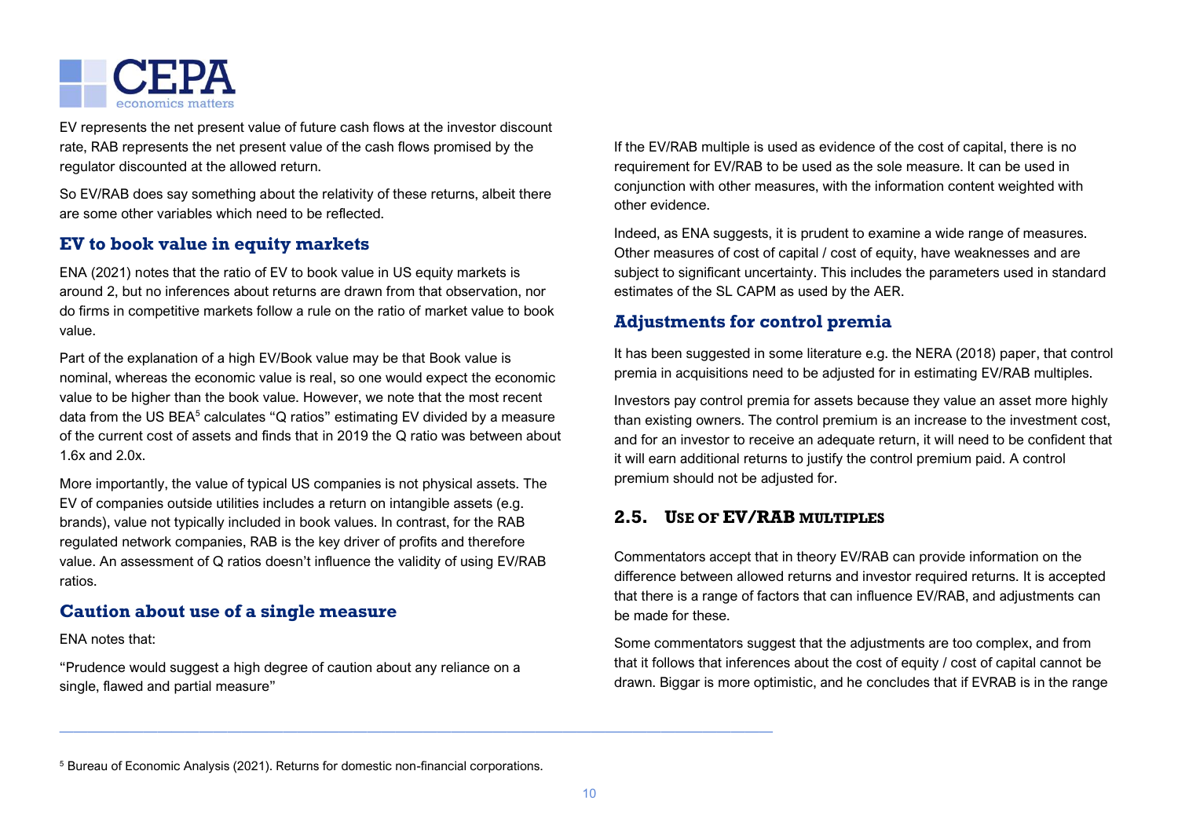EV represents the net present value of future cash flows at the investor discount rate, RAB represents the net present value of the cash flows promised by the regulator discounted at the allowed return.

So EV/RAB does say something about the relativity of these returns, albeit there are some other variables which need to be reflected.

### EV to book value in equity markets

ENA (2021) notes that the ratio of EV to book value in US equity markets is around 2, but no inferences about returns are drawn from that observation, nor do firms in competitive markets follow a rule on the ratio of market value to book value.

Part of the explanation of a high EV/Book value may be that Book value is nominal, whereas the economic value is real, so one would expect the economic value to be higher than the book value. However, we note that the most recent data from the US BEA[5] calculates "Q ratios" estimating EV divided by a measure of the current cost of assets and finds that in 2019 the Q ratio was between about 1.6x and 2.0x.

More importantly, the value of typical US companies is not physical assets. The EV of companies outside utilities includes a return on intangible assets (e.g. brands), value not typically included in book values. In contrast, for the RAB regulated network companies, RAB is the key driver of profits and therefore value. An assessment of Q ratios doesn't influence the validity of using EV/RAB ratios.

### Caution about use of a single measure

ENA notes that:

"Prudence would suggest a high degree of caution about any reliance on a single, flawed and partial measure"

If the EV/RAB multiple is used as evidence of the cost of capital, there is no requirement for EV/RAB to be used as the sole measure. It can be used in conjunction with other measures, with the information content weighted with other evidence.

Indeed, as ENA suggests, it is prudent to examine a wide range of measures. Other measures of cost of capital / cost of equity, have weaknesses and are subject to significant uncertainty. This includes the parameters used in standard estimates of the SL CAPM as used by the AER.

### Adjustments for control premia

It has been suggested in some literature e.g. the NERA (2018) paper, that control premia in acquisitions need to be adjusted for in estimating EV/RAB multiples.

Investors pay control premia for assets because they value an asset more highly than existing owners. The control premium is an increase to the investment cost, and for an investor to receive an adequate return, it will need to be confident that it will earn additional returns to justify the control premium paid. A control premium should not be adjusted for.

## 2.5. Use of EV/RAB multiples

Commentators accept that in theory EV/RAB can provide information on the difference between allowed returns and investor required returns. It is accepted that there is a range of factors that can influence EV/RAB, and adjustments can be made for these.

Some commentators suggest that the adjustments are too complex, and from that it follows that inferences about the cost of equity / cost of capital cannot be drawn. Biggar is more optimistic, and he concludes that if EVRAB is in the range

[5] Bureau of Economic Analysis (2021). Returns for domestic non-financial corporations.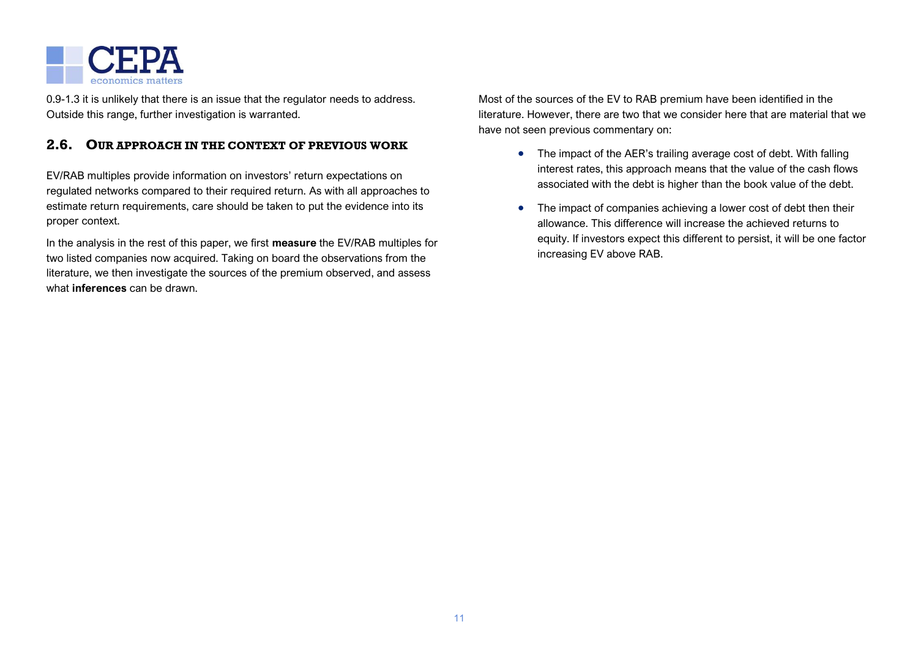0.9-1.3 it is unlikely that there is an issue that the regulator needs to address. Outside this range, further investigation is warranted.

## 2.6. Our approach in the context of previous work

EV/RAB multiples provide information on investors' return expectations on regulated networks compared to their required return. As with all approaches to estimate return requirements, care should be taken to put the evidence into its proper context.

In the analysis in the rest of this paper, we first **measure** the EV/RAB multiples for two listed companies now acquired. Taking on board the observations from the literature, we then investigate the sources of the premium observed, and assess what **inferences** can be drawn.

Most of the sources of the EV to RAB premium have been identified in the literature. However, there are two that we consider here that are material that we have not seen previous commentary on:

- The impact of the AER's trailing average cost of debt. With falling interest rates, this approach means that the value of the cash flows associated with the debt is higher than the book value of the debt.
- The impact of companies achieving a lower cost of debt then their allowance. This difference will increase the achieved returns to equity. If investors expect this different to persist, it will be one factor increasing EV above RAB.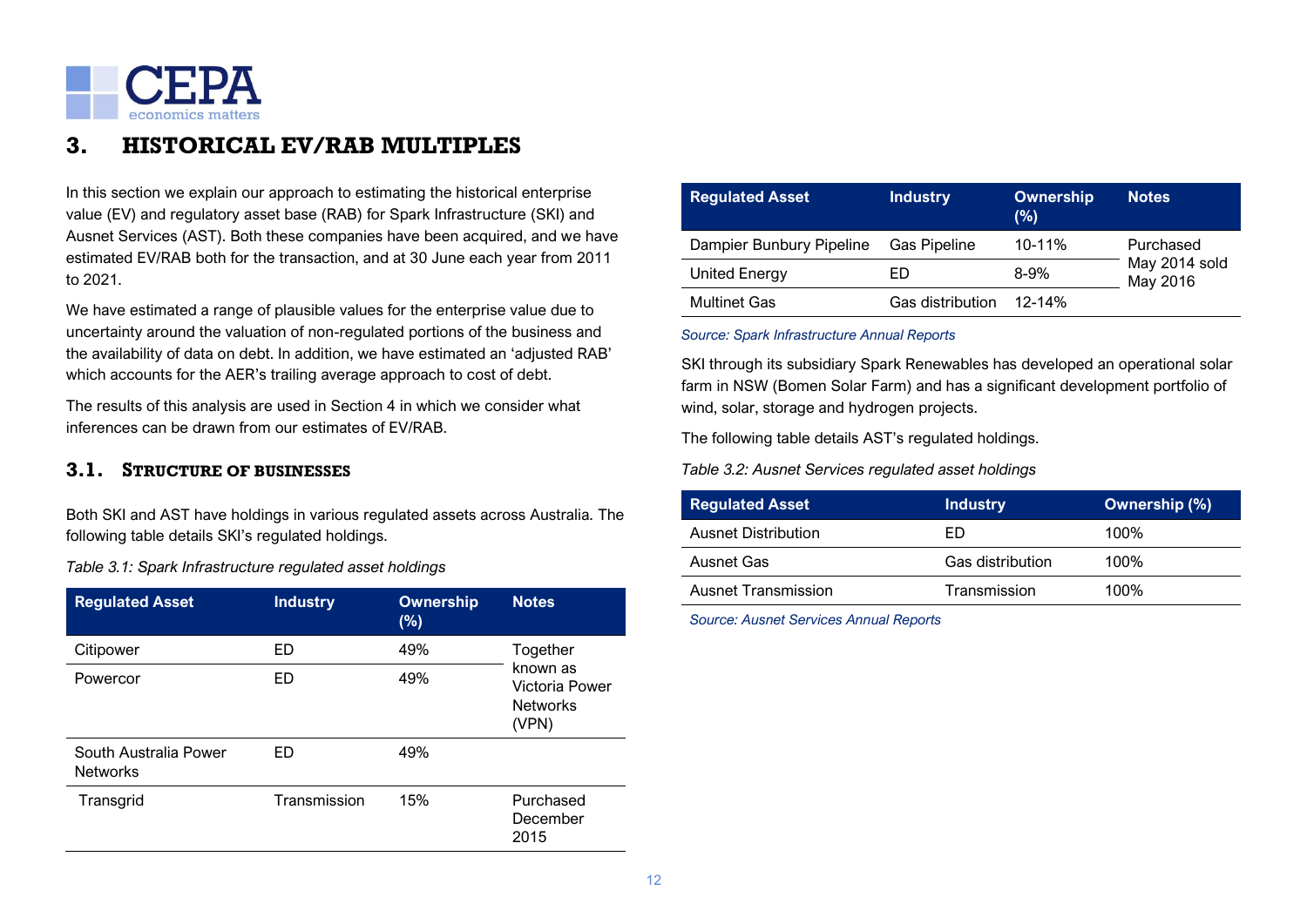# 3. HISTORICAL EV/RAB MULTIPLES

In this section we explain our approach to estimating the historical enterprise value (EV) and regulatory asset base (RAB) for Spark Infrastructure (SKI) and Ausnet Services (AST). Both these companies have been acquired, and we have estimated EV/RAB both for the transaction, and at 30 June each year from 2011 to 2021.

We have estimated a range of plausible values for the enterprise value due to uncertainty around the valuation of non-regulated portions of the business and the availability of data on debt. In addition, we have estimated an 'adjusted RAB' which accounts for the AER's trailing average approach to cost of debt.

The results of this analysis are used in Section 4 in which we consider what inferences can be drawn from our estimates of EV/RAB.

## 3.1. Structure of businesses

Both SKI and AST have holdings in various regulated assets across Australia. The following table details SKI's regulated holdings.

*Table 3.1: Spark Infrastructure regulated asset holdings*

| Regulated Asset | Industry | Ownership (%) | Notes |
|---|---|---|---|
| Citipower | ED | 49% | Together known as Victoria Power Networks (VPN) |
| Powercor | ED | 49% | |
| South Australia Power Networks | ED | 49% | |
| Transgrid | Transmission | 15% | Purchased December 2015 |
| Dampier Bunbury Pipeline | Gas Pipeline | 10-11% | Purchased May 2014 sold May 2016 |
| United Energy | ED | 8-9% | |
| Multinet Gas | Gas distribution | 12-14% | |

*Source: Spark Infrastructure Annual Reports*

SKI through its subsidiary Spark Renewables has developed an operational solar farm in NSW (Bomen Solar Farm) and has a significant development portfolio of wind, solar, storage and hydrogen projects.

The following table details AST's regulated holdings.

*Table 3.2: Ausnet Services regulated asset holdings*

| Regulated Asset | Industry | Ownership (%) |
|---|---|---|
| Ausnet Distribution | ED | 100% |
| Ausnet Gas | Gas distribution | 100% |
| Ausnet Transmission | Transmission | 100% |

*Source: Ausnet Services Annual Reports*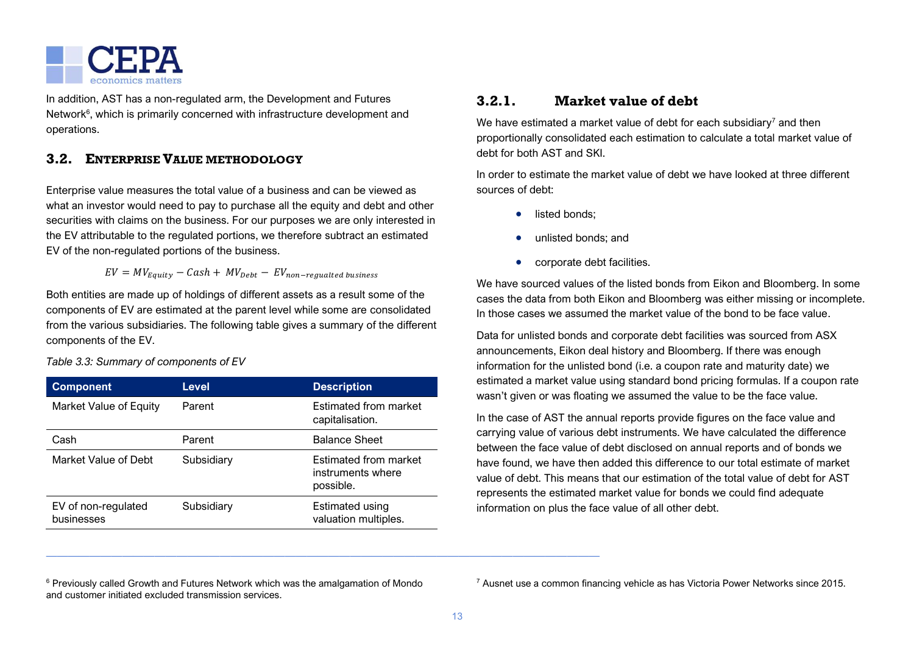In addition, AST has a non-regulated arm, the Development and Futures Network[6], which is primarily concerned with infrastructure development and operations.

## 3.2. Enterprise Value methodology

Enterprise value measures the total value of a business and can be viewed as what an investor would need to pay to purchase all the equity and debt and other securities with claims on the business. For our purposes we are only interested in the EV attributable to the regulated portions, we therefore subtract an estimated EV of the non-regulated portions of the business.

$$EV = MV_{Equity} - Cash + MV_{Debt} - EV_{non-regualted\ business}$$

Both entities are made up of holdings of different assets as a result some of the components of EV are estimated at the parent level while some are consolidated from the various subsidiaries. The following table gives a summary of the different components of the EV.

*Table 3.3: Summary of components of EV*

| Component | Level | Description |
|---|---|---|
| Market Value of Equity | Parent | Estimated from market capitalisation. |
| Cash | Parent | Balance Sheet |
| Market Value of Debt | Subsidiary | Estimated from market instruments where possible. |
| EV of non-regulated businesses | Subsidiary | Estimated using valuation multiples. |

### 3.2.1. Market value of debt

We have estimated a market value of debt for each subsidiary[7] and then proportionally consolidated each estimation to calculate a total market value of debt for both AST and SKI.

In order to estimate the market value of debt we have looked at three different sources of debt:

- listed bonds;
- unlisted bonds; and
- corporate debt facilities.

We have sourced values of the listed bonds from Eikon and Bloomberg. In some cases the data from both Eikon and Bloomberg was either missing or incomplete. In those cases we assumed the market value of the bond to be face value.

Data for unlisted bonds and corporate debt facilities was sourced from ASX announcements, Eikon deal history and Bloomberg. If there was enough information for the unlisted bond (i.e. a coupon rate and maturity date) we estimated a market value using standard bond pricing formulas. If a coupon rate wasn't given or was floating we assumed the value to be the face value.

In the case of AST the annual reports provide figures on the face value and carrying value of various debt instruments. We have calculated the difference between the face value of debt disclosed on annual reports and of bonds we have found, we have then added this difference to our total estimate of market value of debt. This means that our estimation of the total value of debt for AST represents the estimated market value for bonds we could find adequate information on plus the face value of all other debt.

[6] Previously called Growth and Futures Network which was the amalgamation of Mondo and customer initiated excluded transmission services.

[7] Ausnet use a common financing vehicle as has Victoria Power Networks since 2015.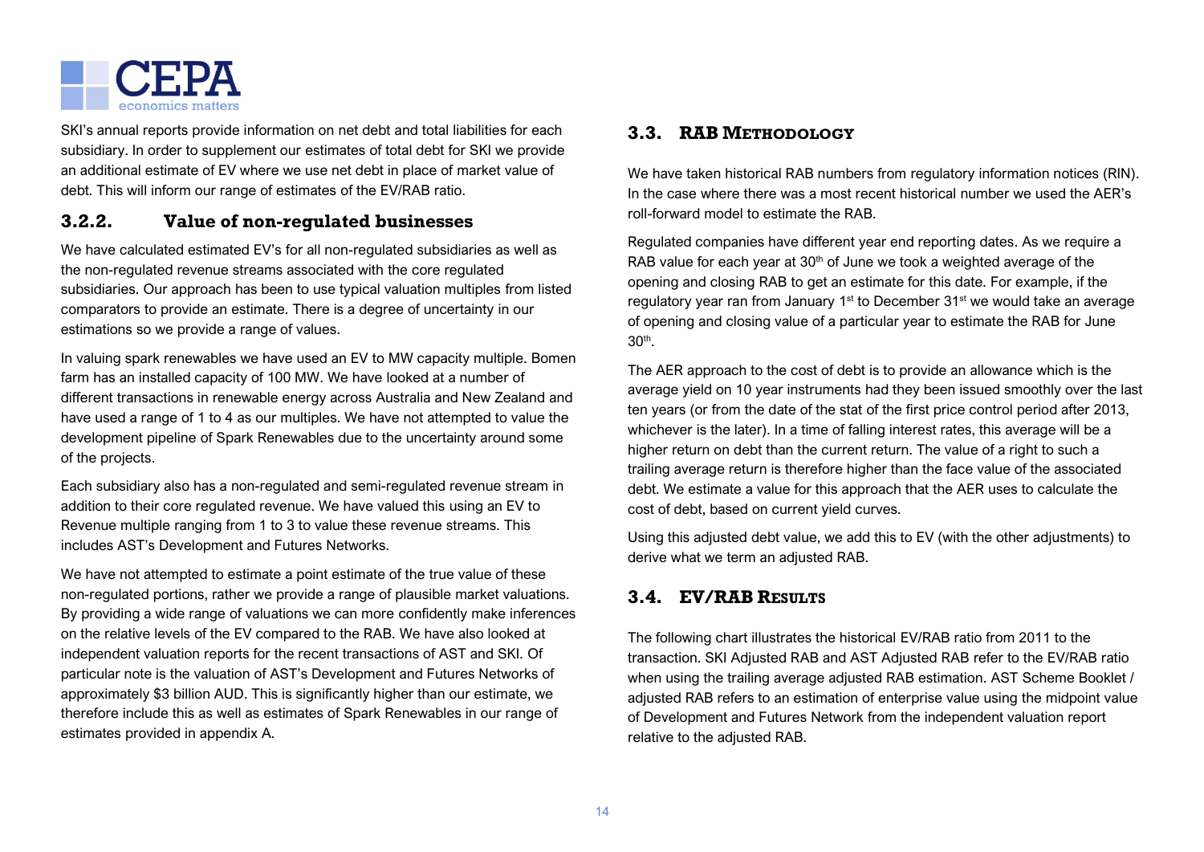SKI's annual reports provide information on net debt and total liabilities for each subsidiary. In order to supplement our estimates of total debt for SKI we provide an additional estimate of EV where we use net debt in place of market value of debt. This will inform our range of estimates of the EV/RAB ratio.

### 3.2.2. Value of non-regulated businesses

We have calculated estimated EV's for all non-regulated subsidiaries as well as the non-regulated revenue streams associated with the core regulated subsidiaries. Our approach has been to use typical valuation multiples from listed comparators to provide an estimate. There is a degree of uncertainty in our estimations so we provide a range of values.

In valuing spark renewables we have used an EV to MW capacity multiple. Bomen farm has an installed capacity of 100 MW. We have looked at a number of different transactions in renewable energy across Australia and New Zealand and have used a range of 1 to 4 as our multiples. We have not attempted to value the development pipeline of Spark Renewables due to the uncertainty around some of the projects.

Each subsidiary also has a non-regulated and semi-regulated revenue stream in addition to their core regulated revenue. We have valued this using an EV to Revenue multiple ranging from 1 to 3 to value these revenue streams. This includes AST's Development and Futures Networks.

We have not attempted to estimate a point estimate of the true value of these non-regulated portions, rather we provide a range of plausible market valuations. By providing a wide range of valuations we can more confidently make inferences on the relative levels of the EV compared to the RAB. We have also looked at independent valuation reports for the recent transactions of AST and SKI. Of particular note is the valuation of AST's Development and Futures Networks of approximately $3 billion AUD. This is significantly higher than our estimate, we therefore include this as well as estimates of Spark Renewables in our range of estimates provided in appendix A.

## 3.3. RAB Methodology

We have taken historical RAB numbers from regulatory information notices (RIN). In the case where there was a most recent historical number we used the AER's roll-forward model to estimate the RAB.

Regulated companies have different year end reporting dates. As we require a RAB value for each year at 30th of June we took a weighted average of the opening and closing RAB to get an estimate for this date. For example, if the regulatory year ran from January 1st to December 31st we would take an average of opening and closing value of a particular year to estimate the RAB for June 30th.

The AER approach to the cost of debt is to provide an allowance which is the average yield on 10 year instruments had they been issued smoothly over the last ten years (or from the date of the stat of the first price control period after 2013, whichever is the later). In a time of falling interest rates, this average will be a higher return on debt than the current return. The value of a right to such a trailing average return is therefore higher than the face value of the associated debt. We estimate a value for this approach that the AER uses to calculate the cost of debt, based on current yield curves.

Using this adjusted debt value, we add this to EV (with the other adjustments) to derive what we term an adjusted RAB.

## 3.4. EV/RAB Results

The following chart illustrates the historical EV/RAB ratio from 2011 to the transaction. SKI Adjusted RAB and AST Adjusted RAB refer to the EV/RAB ratio when using the trailing average adjusted RAB estimation. AST Scheme Booklet / adjusted RAB refers to an estimation of enterprise value using the midpoint value of Development and Futures Network from the independent valuation report relative to the adjusted RAB.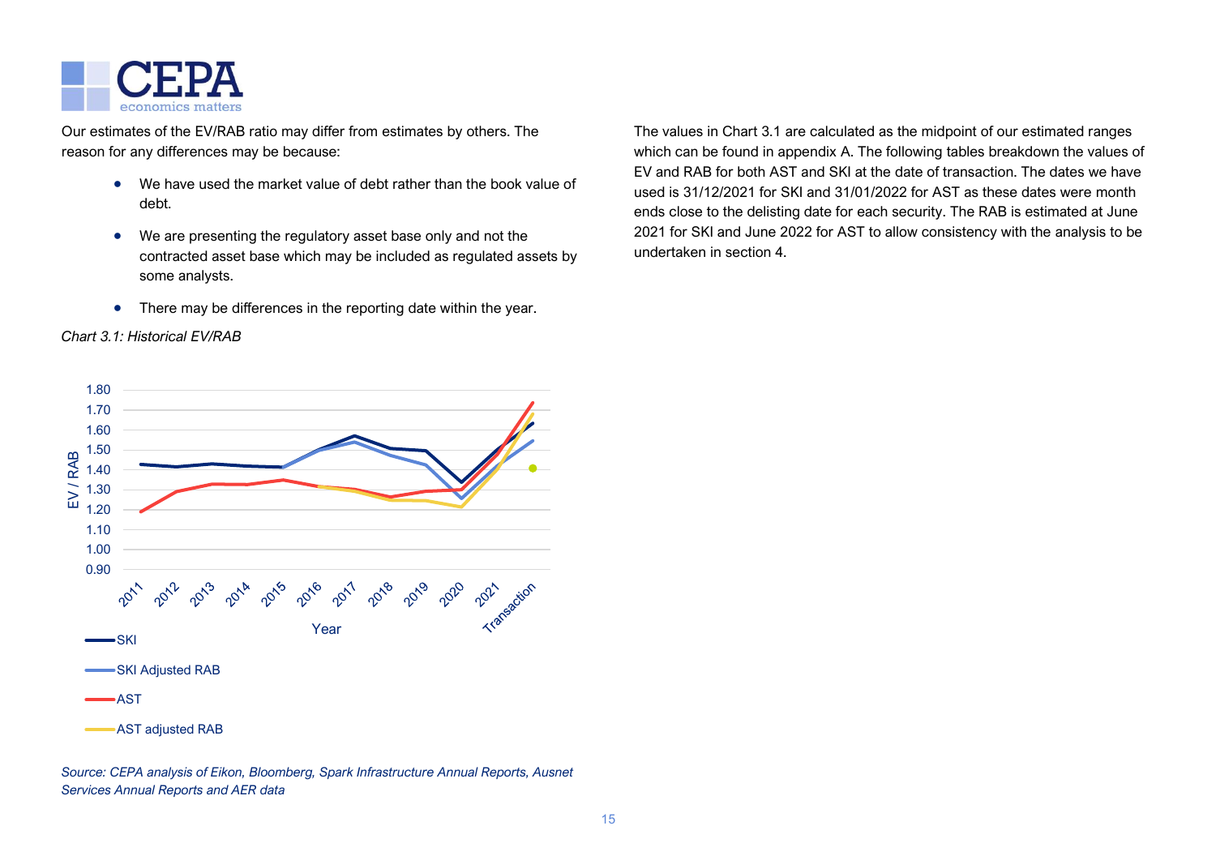Our estimates of the EV/RAB ratio may differ from estimates by others. The reason for any differences may be because:

- We have used the market value of debt rather than the book value of debt.
- We are presenting the regulatory asset base only and not the contracted asset base which may be included as regulated assets by some analysts.
- There may be differences in the reporting date within the year.

*Chart 3.1: Historical EV/RAB*

*Source: CEPA analysis of Eikon, Bloomberg, Spark Infrastructure Annual Reports, Ausnet Services Annual Reports and AER data*

The values in Chart 3.1 are calculated as the midpoint of our estimated ranges which can be found in appendix A. The following tables breakdown the values of EV and RAB for both AST and SKI at the date of transaction. The dates we have used is 31/12/2021 for SKI and 31/01/2022 for AST as these dates were month ends close to the delisting date for each security. The RAB is estimated at June 2021 for SKI and June 2022 for AST to allow consistency with the analysis to be undertaken in section 4.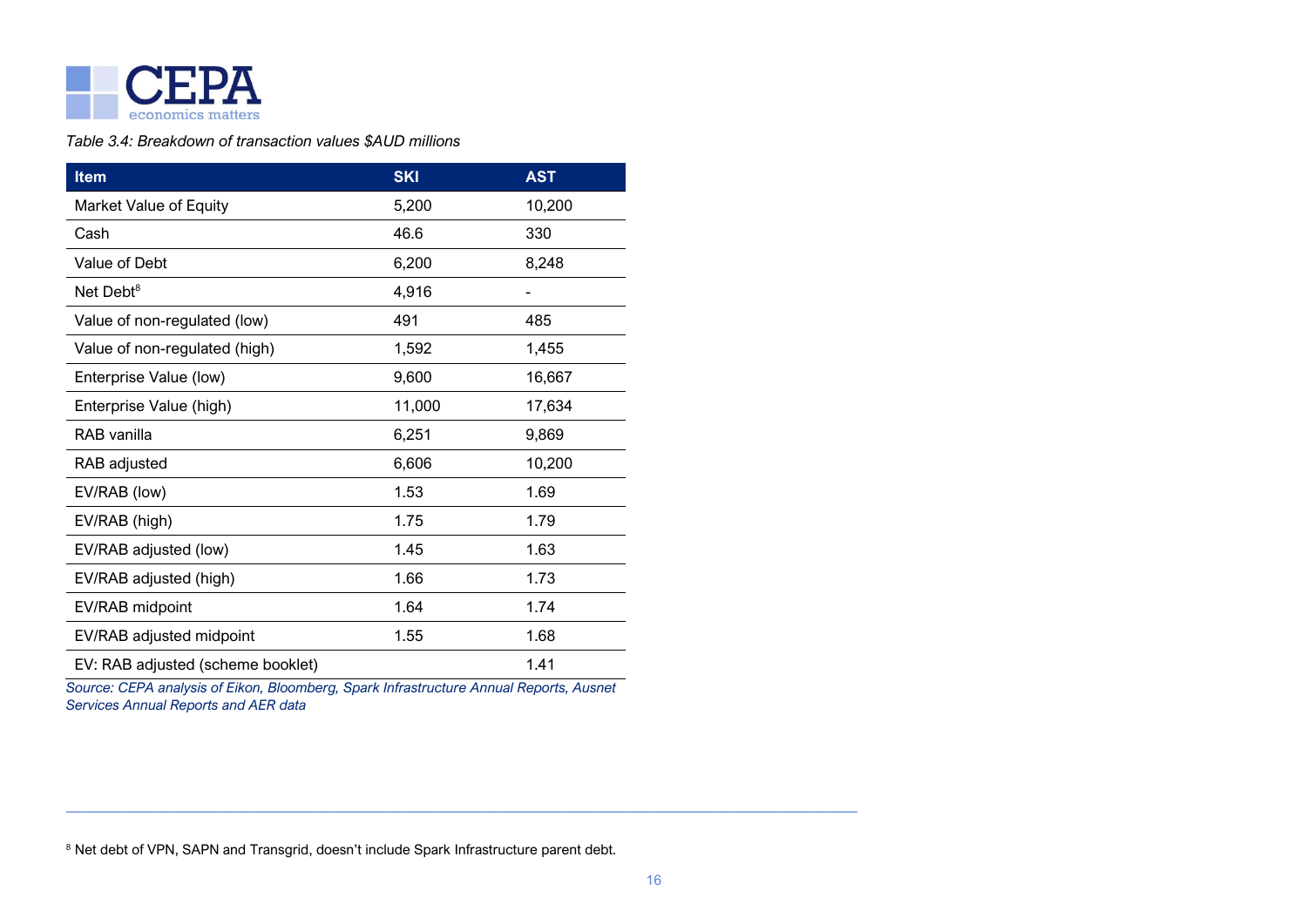*Table 3.4: Breakdown of transaction values $AUD millions*

| Item | SKI | AST |
|---|---|---|
| Market Value of Equity | 5,200 | 10,200 |
| Cash | 46.6 | 330 |
| Value of Debt | 6,200 | 8,248 |
| Net Debt[8] | 4,916 | - |
| Value of non-regulated (low) | 491 | 485 |
| Value of non-regulated (high) | 1,592 | 1,455 |
| Enterprise Value (low) | 9,600 | 16,667 |
| Enterprise Value (high) | 11,000 | 17,634 |
| RAB vanilla | 6,251 | 9,869 |
| RAB adjusted | 6,606 | 10,200 |
| EV/RAB (low) | 1.53 | 1.69 |
| EV/RAB (high) | 1.75 | 1.79 |
| EV/RAB adjusted (low) | 1.45 | 1.63 |
| EV/RAB adjusted (high) | 1.66 | 1.73 |
| EV/RAB midpoint | 1.64 | 1.74 |
| EV/RAB adjusted midpoint | 1.55 | 1.68 |
| EV: RAB adjusted (scheme booklet) | | 1.41 |

*Source: CEPA analysis of Eikon, Bloomberg, Spark Infrastructure Annual Reports, Ausnet Services Annual Reports and AER data*

[8] Net debt of VPN, SAPN and Transgrid, doesn't include Spark Infrastructure parent debt.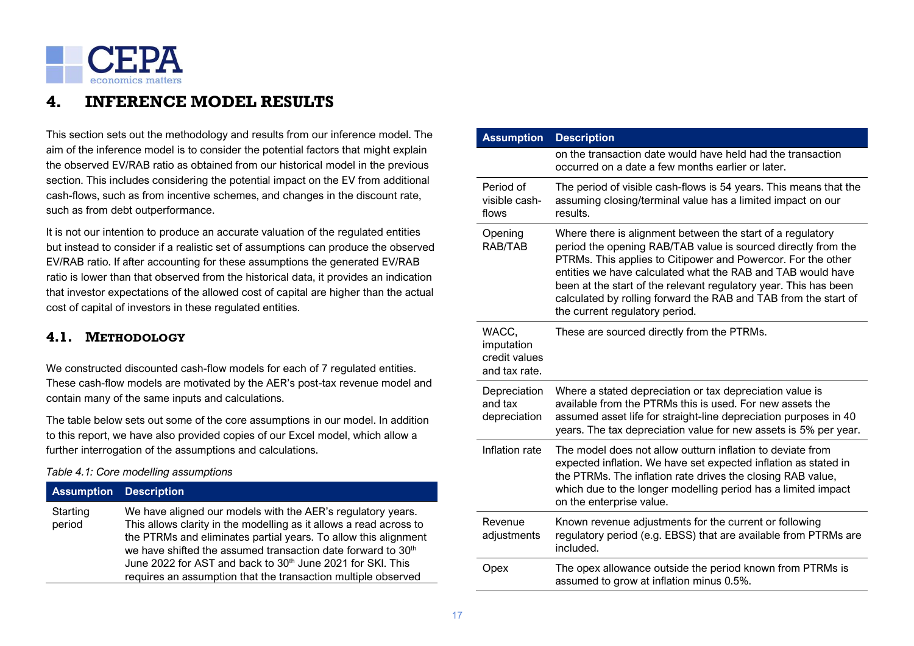# 4. INFERENCE MODEL RESULTS

This section sets out the methodology and results from our inference model. The aim of the inference model is to consider the potential factors that might explain the observed EV/RAB ratio as obtained from our historical model in the previous section. This includes considering the potential impact on the EV from additional cash-flows, such as from incentive schemes, and changes in the discount rate, such as from debt outperformance.

It is not our intention to produce an accurate valuation of the regulated entities but instead to consider if a realistic set of assumptions can produce the observed EV/RAB ratio. If after accounting for these assumptions the generated EV/RAB ratio is lower than that observed from the historical data, it provides an indication that investor expectations of the allowed cost of capital are higher than the actual cost of capital of investors in these regulated entities.

## 4.1. Methodology

We constructed discounted cash-flow models for each of 7 regulated entities. These cash-flow models are motivated by the AER's post-tax revenue model and contain many of the same inputs and calculations.

The table below sets out some of the core assumptions in our model. In addition to this report, we have also provided copies of our Excel model, which allow a further interrogation of the assumptions and calculations.

*Table 4.1: Core modelling assumptions*

| Assumption | Description |
|---|---|
| Starting period | We have aligned our models with the AER's regulatory years. This allows clarity in the modelling as it allows a read across to the PTRMs and eliminates partial years. To allow this alignment we have shifted the assumed transaction date forward to 30th June 2022 for AST and back to 30th June 2021 for SKI. This requires an assumption that the transaction multiple observed on the transaction date would have held had the transaction occurred on a date a few months earlier or later. |
| Period of visible cash-flows | The period of visible cash-flows is 54 years. This means that the assuming closing/terminal value has a limited impact on our results. |
| Opening RAB/TAB | Where there is alignment between the start of a regulatory period the opening RAB/TAB value is sourced directly from the PTRMs. This applies to Citipower and Powercor. For the other entities we have calculated what the RAB and TAB would have been at the start of the relevant regulatory year. This has been calculated by rolling forward the RAB and TAB from the start of the current regulatory period. |
| WACC, imputation credit values and tax rate. | These are sourced directly from the PTRMs. |
| Depreciation and tax depreciation | Where a stated depreciation or tax depreciation value is available from the PTRMs this is used. For new assets the assumed asset life for straight-line depreciation purposes in 40 years. The tax depreciation value for new assets is 5% per year. |
| Inflation rate | The model does not allow outturn inflation to deviate from expected inflation. We have set expected inflation as stated in the PTRMs. The inflation rate drives the closing RAB value, which due to the longer modelling period has a limited impact on the enterprise value. |
| Revenue adjustments | Known revenue adjustments for the current or following regulatory period (e.g. EBSS) that are available from PTRMs are included. |
| Opex | The opex allowance outside the period known from PTRMs is assumed to grow at inflation minus 0.5%. |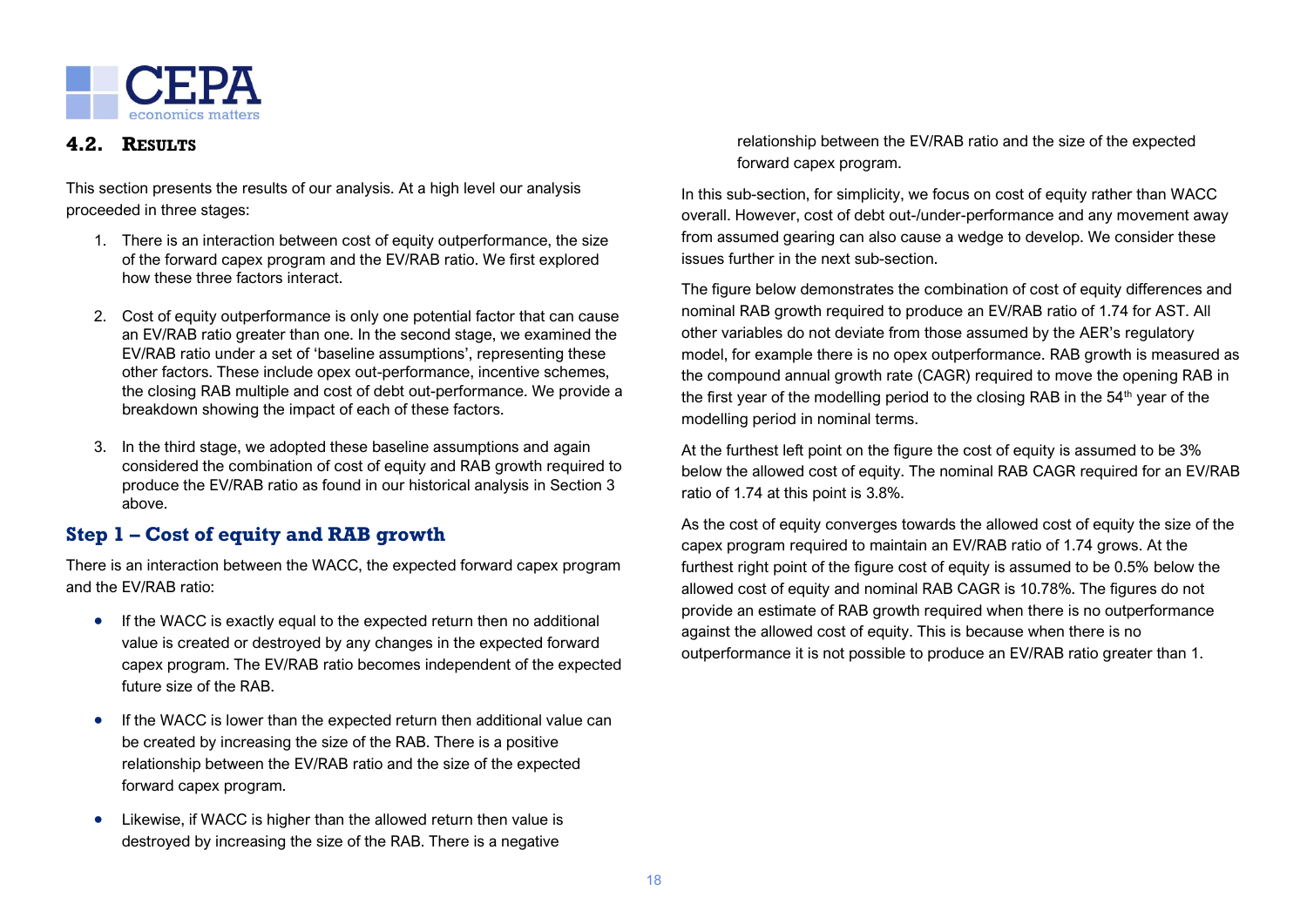## 4.2. Results

This section presents the results of our analysis. At a high level our analysis proceeded in three stages:

1. There is an interaction between cost of equity outperformance, the size of the forward capex program and the EV/RAB ratio. We first explored how these three factors interact.
2. Cost of equity outperformance is only one potential factor that can cause an EV/RAB ratio greater than one. In the second stage, we examined the EV/RAB ratio under a set of 'baseline assumptions', representing these other factors. These include opex out-performance, incentive schemes, the closing RAB multiple and cost of debt out-performance. We provide a breakdown showing the impact of each of these factors.
3. In the third stage, we adopted these baseline assumptions and again considered the combination of cost of equity and RAB growth required to produce the EV/RAB ratio as found in our historical analysis in Section 3 above.

### Step 1 – Cost of equity and RAB growth

There is an interaction between the WACC, the expected forward capex program and the EV/RAB ratio:

- If the WACC is exactly equal to the expected return then no additional value is created or destroyed by any changes in the expected forward capex program. The EV/RAB ratio becomes independent of the expected future size of the RAB.
- If the WACC is lower than the expected return then additional value can be created by increasing the size of the RAB. There is a positive relationship between the EV/RAB ratio and the size of the expected forward capex program.
- Likewise, if WACC is higher than the allowed return then value is destroyed by increasing the size of the RAB. There is a negative relationship between the EV/RAB ratio and the size of the expected forward capex program.

In this sub-section, for simplicity, we focus on cost of equity rather than WACC overall. However, cost of debt out-/under-performance and any movement away from assumed gearing can also cause a wedge to develop. We consider these issues further in the next sub-section.

The figure below demonstrates the combination of cost of equity differences and nominal RAB growth required to produce an EV/RAB ratio of 1.74 for AST. All other variables do not deviate from those assumed by the AER's regulatory model, for example there is no opex outperformance. RAB growth is measured as the compound annual growth rate (CAGR) required to move the opening RAB in the first year of the modelling period to the closing RAB in the 54th year of the modelling period in nominal terms.

At the furthest left point on the figure the cost of equity is assumed to be 3% below the allowed cost of equity. The nominal RAB CAGR required for an EV/RAB ratio of 1.74 at this point is 3.8%.

As the cost of equity converges towards the allowed cost of equity the size of the capex program required to maintain an EV/RAB ratio of 1.74 grows. At the furthest right point of the figure cost of equity is assumed to be 0.5% below the allowed cost of equity and nominal RAB CAGR is 10.78%. The figures do not provide an estimate of RAB growth required when there is no outperformance against the allowed cost of equity. This is because when there is no outperformance it is not possible to produce an EV/RAB ratio greater than 1.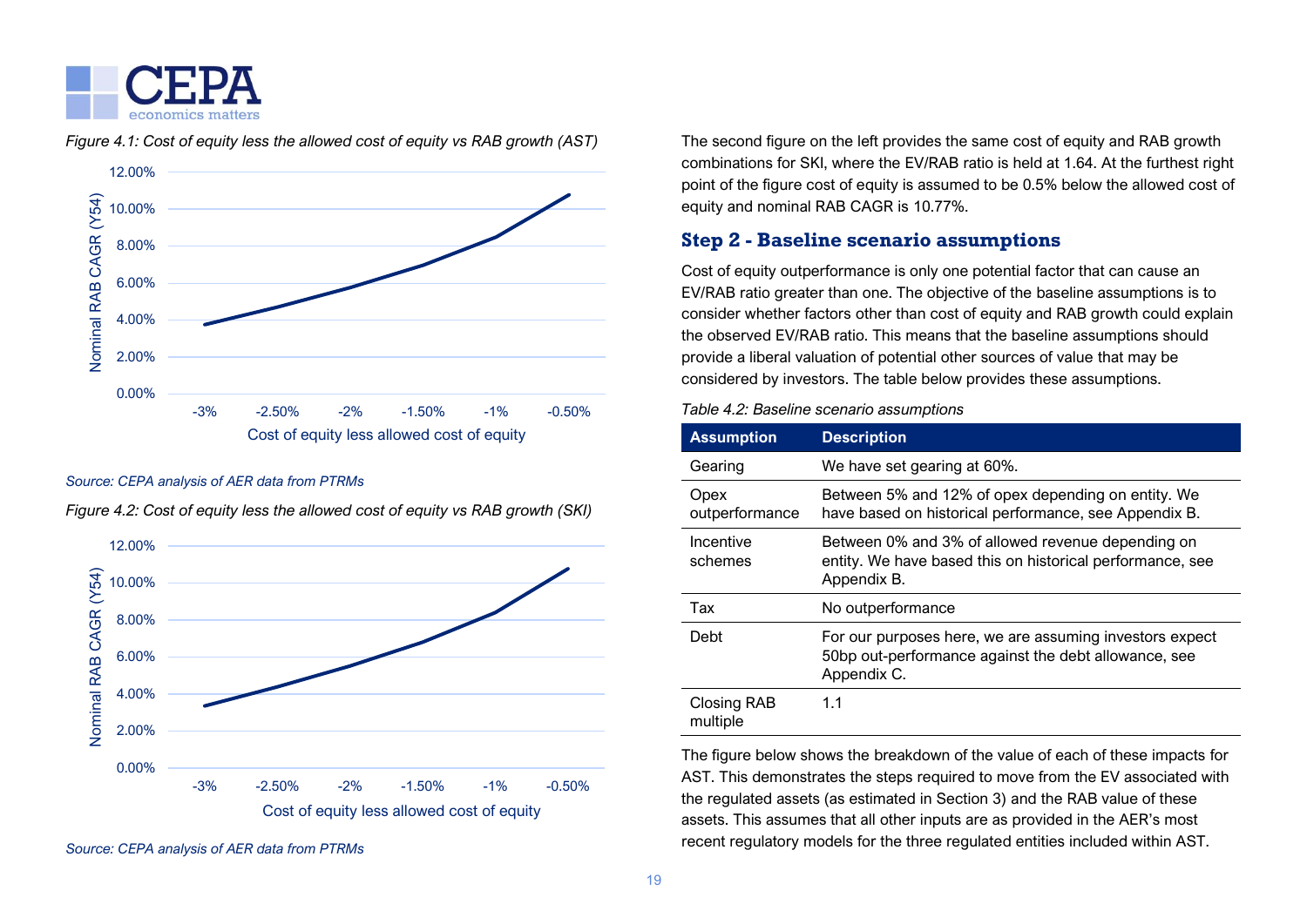*Figure 4.1: Cost of equity less the allowed cost of equity vs RAB growth (AST)*

*Source: CEPA analysis of AER data from PTRMs*

*Figure 4.2: Cost of equity less the allowed cost of equity vs RAB growth (SKI)*

*Source: CEPA analysis of AER data from PTRMs*

The second figure on the left provides the same cost of equity and RAB growth combinations for SKI, where the EV/RAB ratio is held at 1.64. At the furthest right point of the figure cost of equity is assumed to be 0.5% below the allowed cost of equity and nominal RAB CAGR is 10.77%.

### Step 2 - Baseline scenario assumptions

Cost of equity outperformance is only one potential factor that can cause an EV/RAB ratio greater than one. The objective of the baseline assumptions is to consider whether factors other than cost of equity and RAB growth could explain the observed EV/RAB ratio. This means that the baseline assumptions should provide a liberal valuation of potential other sources of value that may be considered by investors. The table below provides these assumptions.

*Table 4.2: Baseline scenario assumptions*

| Assumption | Description |
|---|---|
| Gearing | We have set gearing at 60%. |
| Opex outperformance | Between 5% and 12% of opex depending on entity. We have based on historical performance, see Appendix B. |
| Incentive schemes | Between 0% and 3% of allowed revenue depending on entity. We have based this on historical performance, see Appendix B. |
| Tax | No outperformance |
| Debt | For our purposes here, we are assuming investors expect 50bp out-performance against the debt allowance, see Appendix C. |
| Closing RAB multiple | 1.1 |

The figure below shows the breakdown of the value of each of these impacts for AST. This demonstrates the steps required to move from the EV associated with the regulated assets (as estimated in Section 3) and the RAB value of these assets. This assumes that all other inputs are as provided in the AER's most recent regulatory models for the three regulated entities included within AST.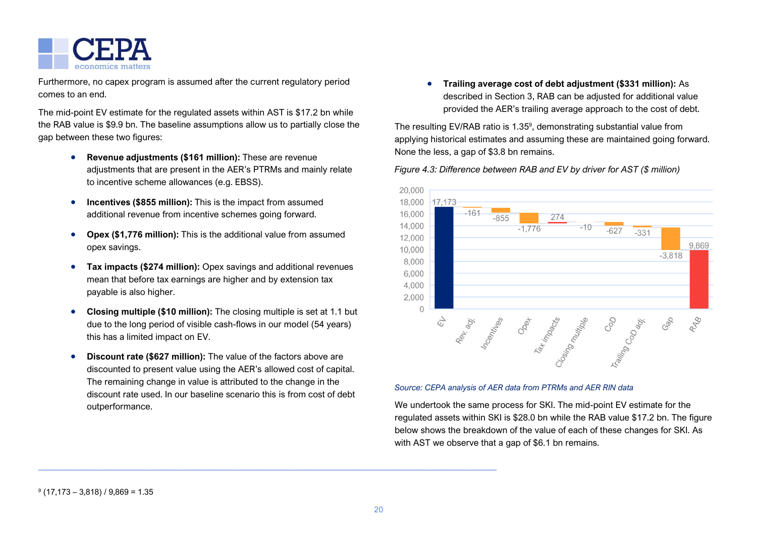Furthermore, no capex program is assumed after the current regulatory period comes to an end.

The mid-point EV estimate for the regulated assets within AST is $17.2 bn while the RAB value is $9.9 bn. The baseline assumptions allow us to partially close the gap between these two figures:

- **Revenue adjustments ($161 million):** These are revenue adjustments that are present in the AER's PTRMs and mainly relate to incentive scheme allowances (e.g. EBSS).
- **Incentives ($855 million):** This is the impact from assumed additional revenue from incentive schemes going forward.
- **Opex ($1,776 million):** This is the additional value from assumed opex savings.
- **Tax impacts ($274 million):** Opex savings and additional revenues mean that before tax earnings are higher and by extension tax payable is also higher.
- **Closing multiple ($10 million):** The closing multiple is set at 1.1 but due to the long period of visible cash-flows in our model (54 years) this has a limited impact on EV.
- **Discount rate ($627 million):** The value of the factors above are discounted to present value using the AER's allowed cost of capital. The remaining change in value is attributed to the change in the discount rate used. In our baseline scenario this is from cost of debt outperformance.
- **Trailing average cost of debt adjustment ($331 million):** As described in Section 3, RAB can be adjusted for additional value provided the AER's trailing average approach to the cost of debt.

The resulting EV/RAB ratio is 1.35[9], demonstrating substantial value from applying historical estimates and assuming these are maintained going forward. None the less, a gap of $3.8 bn remains.

*Figure 4.3: Difference between RAB and EV by driver for AST ($ million)*

| Driver | Value ($ million) |
|---|---|
| EV | 17,173 |
| Rev. adj. | -161 |
| Incentives | -855 |
| Opex | -1,776 |
| Tax impacts | 274 |
| Closing multiple | -10 |
| CoD | -627 |
| Trailing CoD adj. | -331 |
| Gap | -3,818 |
| RAB | 9,869 |

*Source: CEPA analysis of AER data from PTRMs and AER RIN data*

We undertook the same process for SKI. The mid-point EV estimate for the regulated assets within SKI is $28.0 bn while the RAB value $17.2 bn. The figure below shows the breakdown of the value of each of these changes for SKI. As with AST we observe that a gap of $6.1 bn remains.

[9] (17,173 – 3,818) / 9,869 = 1.35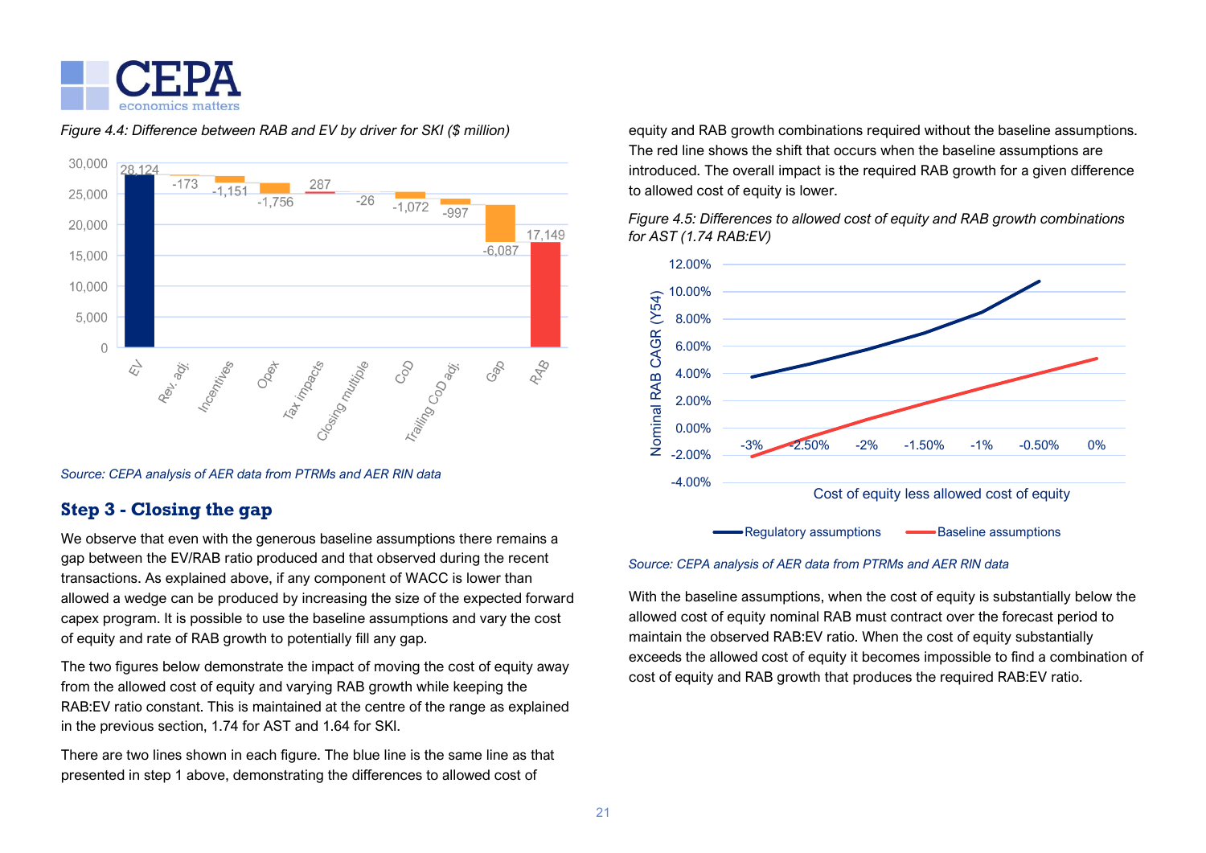*Figure 4.4: Difference between RAB and EV by driver for SKI ($ million)*

*Source: CEPA analysis of AER data from PTRMs and AER RIN data*

## Step 3 - Closing the gap

We observe that even with the generous baseline assumptions there remains a gap between the EV/RAB ratio produced and that observed during the recent transactions. As explained above, if any component of WACC is lower than allowed a wedge can be produced by increasing the size of the expected forward capex program. It is possible to use the baseline assumptions and vary the cost of equity and rate of RAB growth to potentially fill any gap.

The two figures below demonstrate the impact of moving the cost of equity away from the allowed cost of equity and varying RAB growth while keeping the RAB:EV ratio constant. This is maintained at the centre of the range as explained in the previous section, 1.74 for AST and 1.64 for SKI.

There are two lines shown in each figure. The blue line is the same line as that presented in step 1 above, demonstrating the differences to allowed cost of equity and RAB growth combinations required without the baseline assumptions. The red line shows the shift that occurs when the baseline assumptions are introduced. The overall impact is the required RAB growth for a given difference to allowed cost of equity is lower.

*Figure 4.5: Differences to allowed cost of equity and RAB growth combinations for AST (1.74 RAB:EV)*

*Source: CEPA analysis of AER data from PTRMs and AER RIN data*

With the baseline assumptions, when the cost of equity is substantially below the allowed cost of equity nominal RAB must contract over the forecast period to maintain the observed RAB:EV ratio. When the cost of equity substantially exceeds the allowed cost of equity it becomes impossible to find a combination of cost of equity and RAB growth that produces the required RAB:EV ratio.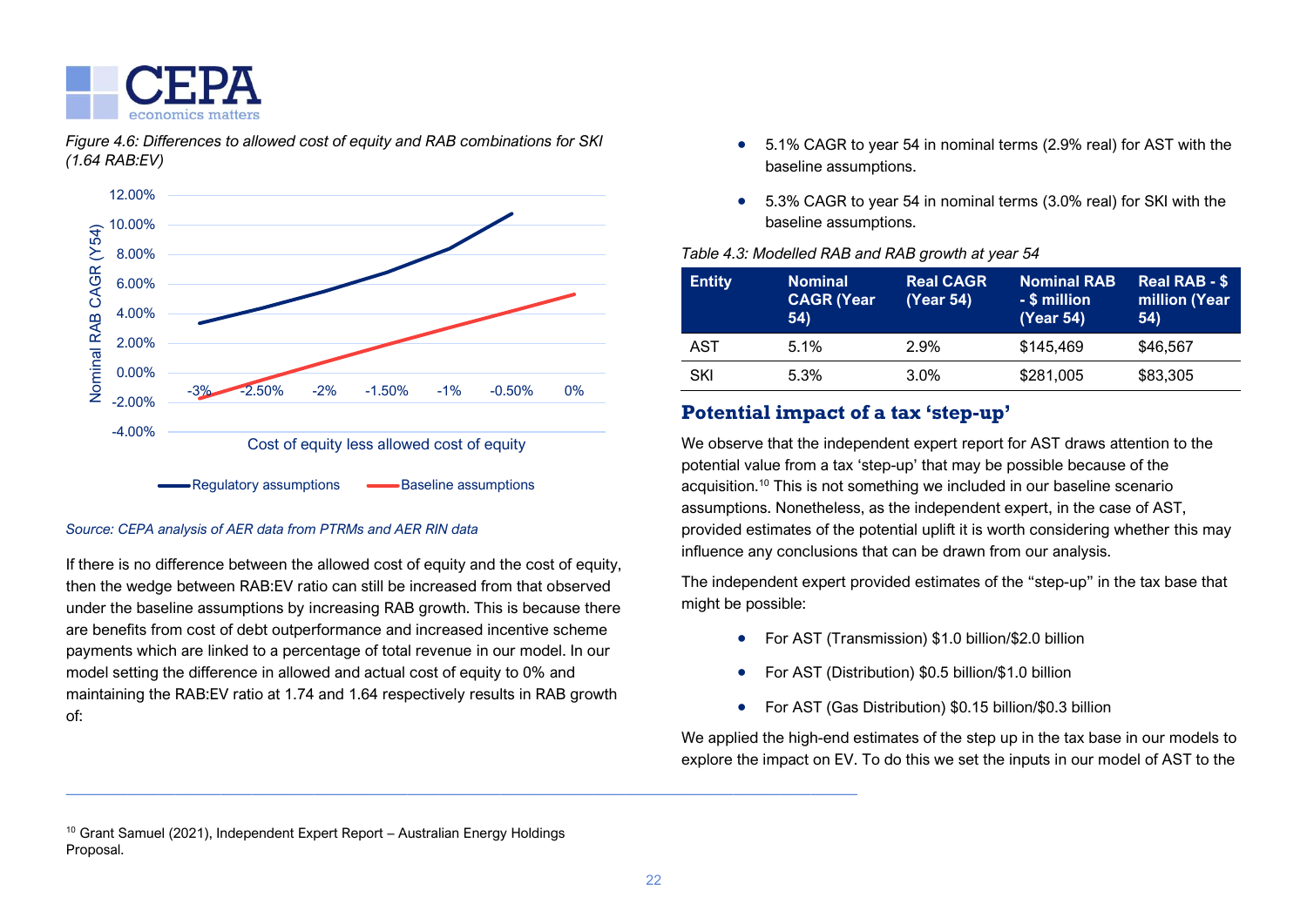*Figure 4.6: Differences to allowed cost of equity and RAB combinations for SKI (1.64 RAB:EV)*

*Source: CEPA analysis of AER data from PTRMs and AER RIN data*

If there is no difference between the allowed cost of equity and the cost of equity, then the wedge between RAB:EV ratio can still be increased from that observed under the baseline assumptions by increasing RAB growth. This is because there are benefits from cost of debt outperformance and increased incentive scheme payments which are linked to a percentage of total revenue in our model. In our model setting the difference in allowed and actual cost of equity to 0% and maintaining the RAB:EV ratio at 1.74 and 1.64 respectively results in RAB growth of:

- 5.1% CAGR to year 54 in nominal terms (2.9% real) for AST with the baseline assumptions.
- 5.3% CAGR to year 54 in nominal terms (3.0% real) for SKI with the baseline assumptions.

*Table 4.3: Modelled RAB and RAB growth at year 54*

| Entity | Nominal CAGR (Year 54) | Real CAGR (Year 54) | Nominal RAB - $ million (Year 54) | Real RAB - $ million (Year 54) |
|---|---|---|---|---|
| AST | 5.1% | 2.9% | $145,469 | $46,567 |
| SKI | 5.3% | 3.0% | $281,005 | $83,305 |

### Potential impact of a tax 'step-up'

We observe that the independent expert report for AST draws attention to the potential value from a tax 'step-up' that may be possible because of the acquisition.[10] This is not something we included in our baseline scenario assumptions. Nonetheless, as the independent expert, in the case of AST, provided estimates of the potential uplift it is worth considering whether this may influence any conclusions that can be drawn from our analysis.

The independent expert provided estimates of the "step-up" in the tax base that might be possible:

- For AST (Transmission) $1.0 billion/$2.0 billion
- For AST (Distribution) $0.5 billion/$1.0 billion
- For AST (Gas Distribution) $0.15 billion/$0.3 billion

We applied the high-end estimates of the step up in the tax base in our models to explore the impact on EV. To do this we set the inputs in our model of AST to the

[10] Grant Samuel (2021), Independent Expert Report – Australian Energy Holdings Proposal.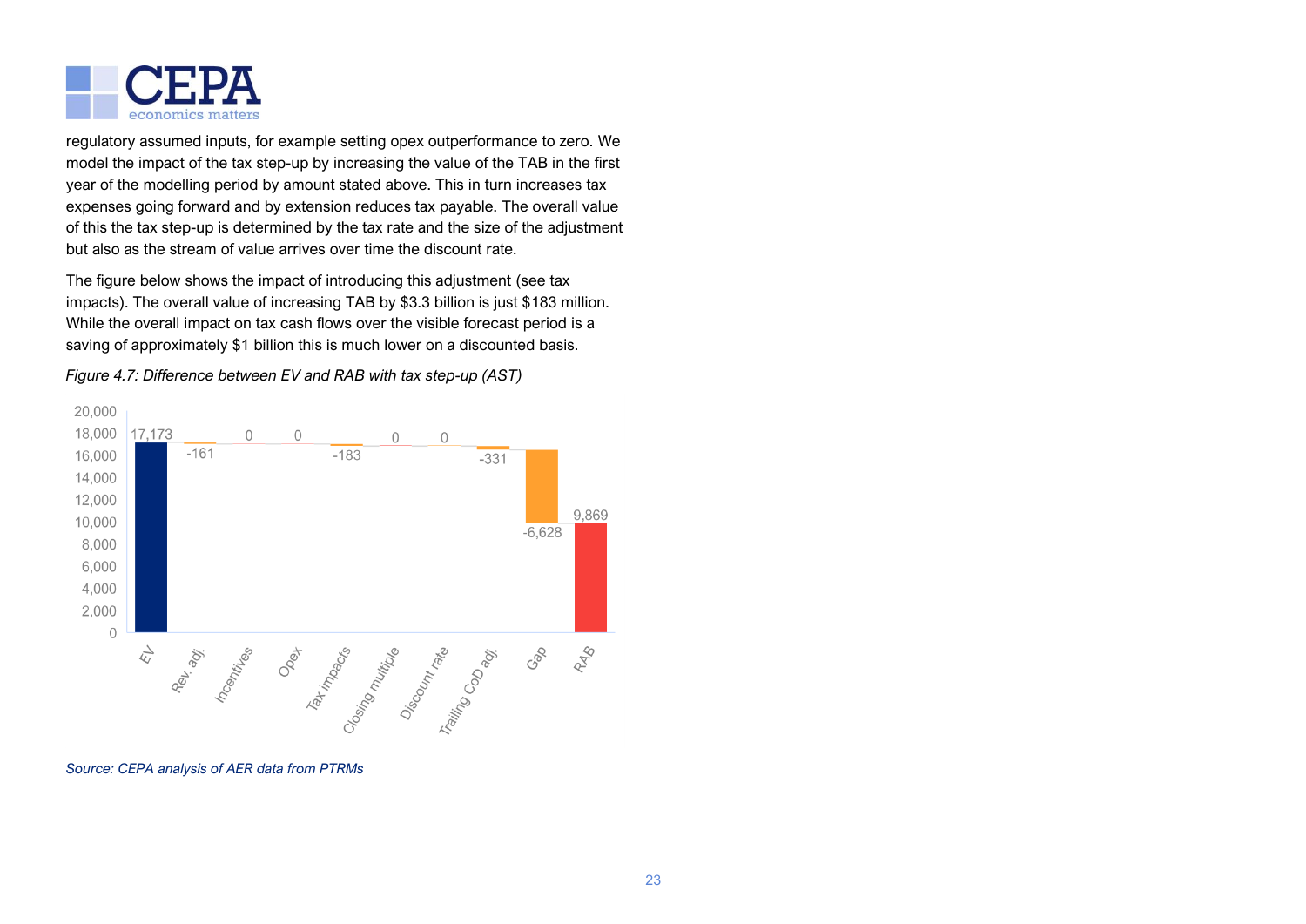regulatory assumed inputs, for example setting opex outperformance to zero. We model the impact of the tax step-up by increasing the value of the TAB in the first year of the modelling period by amount stated above. This in turn increases tax expenses going forward and by extension reduces tax payable. The overall value of this the tax step-up is determined by the tax rate and the size of the adjustment but also as the stream of value arrives over time the discount rate.

The figure below shows the impact of introducing this adjustment (see tax impacts). The overall value of increasing TAB by $3.3 billion is just $183 million. While the overall impact on tax cash flows over the visible forecast period is a saving of approximately $1 billion this is much lower on a discounted basis.

*Figure 4.7: Difference between EV and RAB with tax step-up (AST)*

| Item | Value |
|---|---|
| EV | 17,173 |
| Rev. adj. | -161 |
| Incentives | 0 |
| Opex | 0 |
| Tax impacts | -183 |
| Closing multiple | 0 |
| Discount rate | 0 |
| Trailing CoD adj. | -331 |
| Gap | -6,628 |
| RAB | 9,869 |

*Source: CEPA analysis of AER data from PTRMs*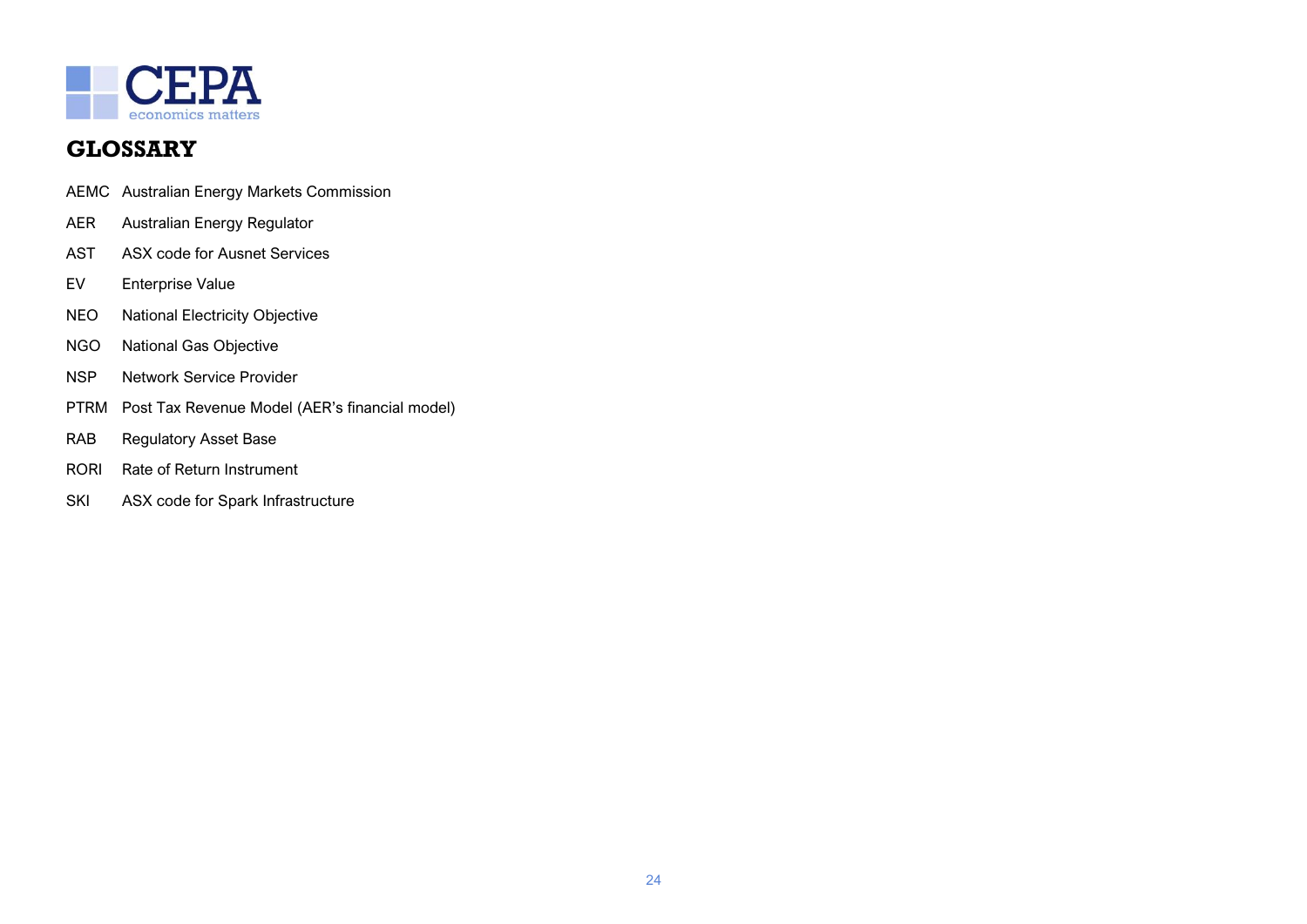# GLOSSARY

| | |
|---|---|
| AEMC | Australian Energy Markets Commission |
| AER | Australian Energy Regulator |
| AST | ASX code for Ausnet Services |
| EV | Enterprise Value |
| NEO | National Electricity Objective |
| NGO | National Gas Objective |
| NSP | Network Service Provider |
| PTRM | Post Tax Revenue Model (AER's financial model) |
| RAB | Regulatory Asset Base |
| RORI | Rate of Return Instrument |
| SKI | ASX code for Spark Infrastructure |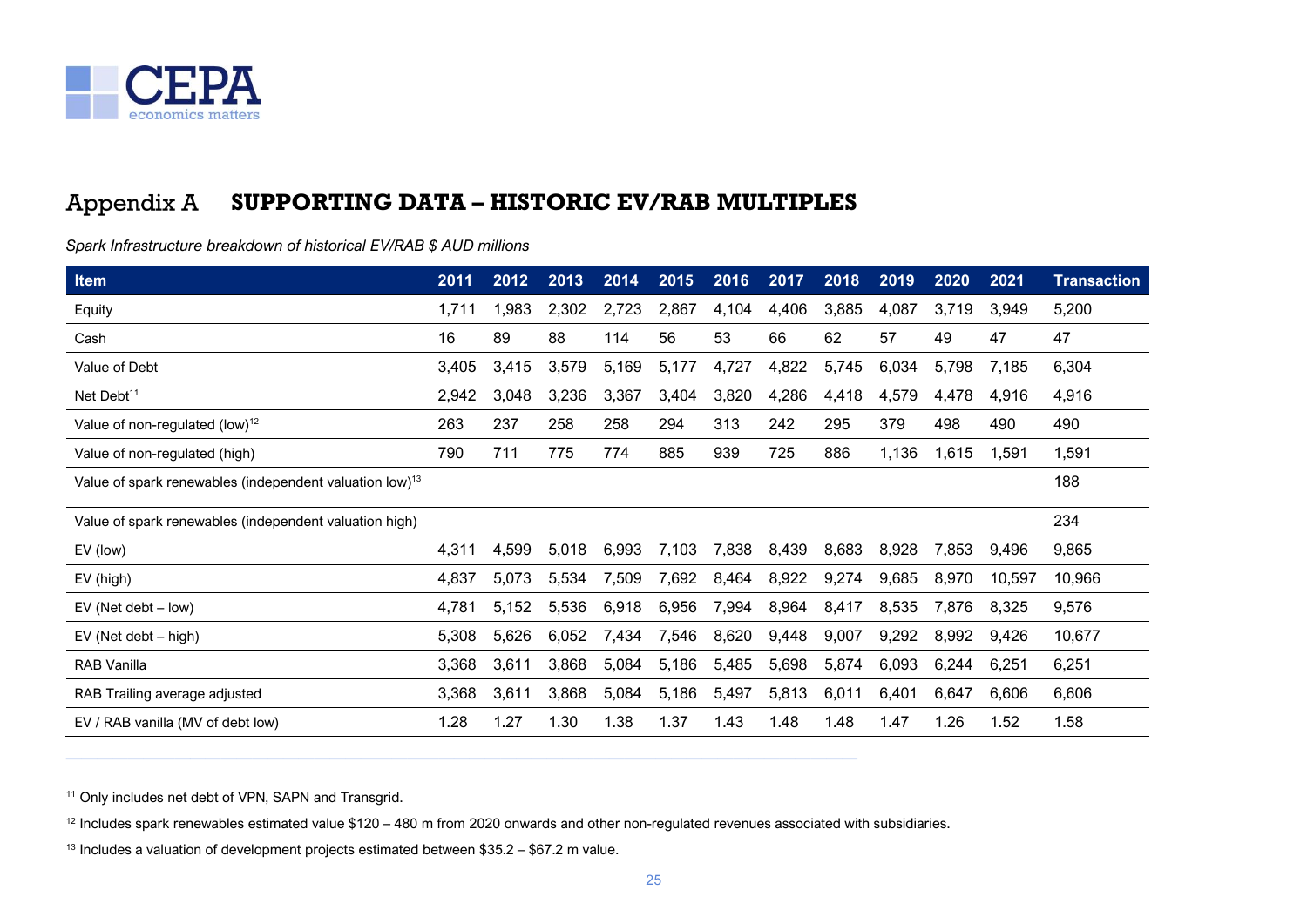# Appendix A SUPPORTING DATA – HISTORIC EV/RAB MULTIPLES

*Spark Infrastructure breakdown of historical EV/RAB $ AUD millions*

| Item | 2011 | 2012 | 2013 | 2014 | 2015 | 2016 | 2017 | 2018 | 2019 | 2020 | 2021 | Transaction |
|---|---|---|---|---|---|---|---|---|---|---|---|---|
| Equity | 1,711 | 1,983 | 2,302 | 2,723 | 2,867 | 4,104 | 4,406 | 3,885 | 4,087 | 3,719 | 3,949 | 5,200 |
| Cash | 16 | 89 | 88 | 114 | 56 | 53 | 66 | 62 | 57 | 49 | 47 | 47 |
| Value of Debt | 3,405 | 3,415 | 3,579 | 5,169 | 5,177 | 4,727 | 4,822 | 5,745 | 6,034 | 5,798 | 7,185 | 6,304 |
| Net Debt[11] | 2,942 | 3,048 | 3,236 | 3,367 | 3,404 | 3,820 | 4,286 | 4,418 | 4,579 | 4,478 | 4,916 | 4,916 |
| Value of non-regulated (low)[12] | 263 | 237 | 258 | 258 | 294 | 313 | 242 | 295 | 379 | 498 | 490 | 490 |
| Value of non-regulated (high) | 790 | 711 | 775 | 774 | 885 | 939 | 725 | 886 | 1,136 | 1,615 | 1,591 | 1,591 |
| Value of spark renewables (independent valuation low)[13] | | | | | | | | | | | | 188 |
| Value of spark renewables (independent valuation high) | | | | | | | | | | | | 234 |
| EV (low) | 4,311 | 4,599 | 5,018 | 6,993 | 7,103 | 7,838 | 8,439 | 8,683 | 8,928 | 7,853 | 9,496 | 9,865 |
| EV (high) | 4,837 | 5,073 | 5,534 | 7,509 | 7,692 | 8,464 | 8,922 | 9,274 | 9,685 | 8,970 | 10,597 | 10,966 |
| EV (Net debt – low) | 4,781 | 5,152 | 5,536 | 6,918 | 6,956 | 7,994 | 8,964 | 8,417 | 8,535 | 7,876 | 8,325 | 9,576 |
| EV (Net debt – high) | 5,308 | 5,626 | 6,052 | 7,434 | 7,546 | 8,620 | 9,448 | 9,007 | 9,292 | 8,992 | 9,426 | 10,677 |
| RAB Vanilla | 3,368 | 3,611 | 3,868 | 5,084 | 5,186 | 5,485 | 5,698 | 5,874 | 6,093 | 6,244 | 6,251 | 6,251 |
| RAB Trailing average adjusted | 3,368 | 3,611 | 3,868 | 5,084 | 5,186 | 5,497 | 5,813 | 6,011 | 6,401 | 6,647 | 6,606 | 6,606 |
| EV / RAB vanilla (MV of debt low) | 1.28 | 1.27 | 1.30 | 1.38 | 1.37 | 1.43 | 1.48 | 1.48 | 1.47 | 1.26 | 1.52 | 1.58 |

[11] Only includes net debt of VPN, SAPN and Transgrid.

[12] Includes spark renewables estimated value $120 – 480 m from 2020 onwards and other non-regulated revenues associated with subsidiaries.

[13] Includes a valuation of development projects estimated between $35.2 – $67.2 m value.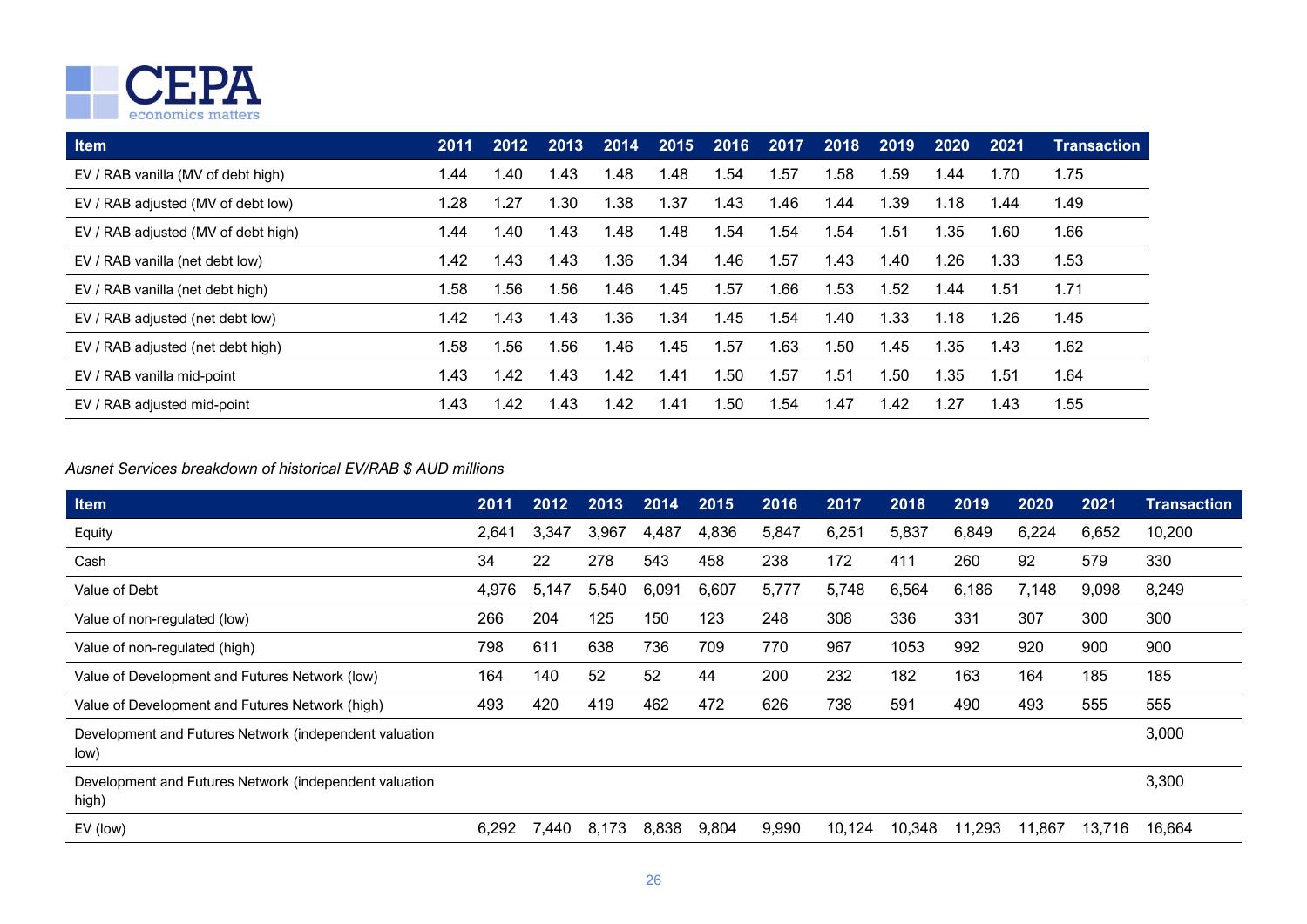| Item | 2011 | 2012 | 2013 | 2014 | 2015 | 2016 | 2017 | 2018 | 2019 | 2020 | 2021 | Transaction |
|---|---|---|---|---|---|---|---|---|---|---|---|---|
| EV / RAB vanilla (MV of debt high) | 1.44 | 1.40 | 1.43 | 1.48 | 1.48 | 1.54 | 1.57 | 1.58 | 1.59 | 1.44 | 1.70 | 1.75 |
| EV / RAB adjusted (MV of debt low) | 1.28 | 1.27 | 1.30 | 1.38 | 1.37 | 1.43 | 1.46 | 1.44 | 1.39 | 1.18 | 1.44 | 1.49 |
| EV / RAB adjusted (MV of debt high) | 1.44 | 1.40 | 1.43 | 1.48 | 1.48 | 1.54 | 1.54 | 1.54 | 1.51 | 1.35 | 1.60 | 1.66 |
| EV / RAB vanilla (net debt low) | 1.42 | 1.43 | 1.43 | 1.36 | 1.34 | 1.46 | 1.57 | 1.43 | 1.40 | 1.26 | 1.33 | 1.53 |
| EV / RAB vanilla (net debt high) | 1.58 | 1.56 | 1.56 | 1.46 | 1.45 | 1.57 | 1.66 | 1.53 | 1.52 | 1.44 | 1.51 | 1.71 |
| EV / RAB adjusted (net debt low) | 1.42 | 1.43 | 1.43 | 1.36 | 1.34 | 1.45 | 1.54 | 1.40 | 1.33 | 1.18 | 1.26 | 1.45 |
| EV / RAB adjusted (net debt high) | 1.58 | 1.56 | 1.56 | 1.46 | 1.45 | 1.57 | 1.63 | 1.50 | 1.45 | 1.35 | 1.43 | 1.62 |
| EV / RAB vanilla mid-point | 1.43 | 1.42 | 1.43 | 1.42 | 1.41 | 1.50 | 1.57 | 1.51 | 1.50 | 1.35 | 1.51 | 1.64 |
| EV / RAB adjusted mid-point | 1.43 | 1.42 | 1.43 | 1.42 | 1.41 | 1.50 | 1.54 | 1.47 | 1.42 | 1.27 | 1.43 | 1.55 |

*Ausnet Services breakdown of historical EV/RAB $ AUD millions*

| Item | 2011 | 2012 | 2013 | 2014 | 2015 | 2016 | 2017 | 2018 | 2019 | 2020 | 2021 | Transaction |
|---|---|---|---|---|---|---|---|---|---|---|---|---|
| Equity | 2,641 | 3,347 | 3,967 | 4,487 | 4,836 | 5,847 | 6,251 | 5,837 | 6,849 | 6,224 | 6,652 | 10,200 |
| Cash | 34 | 22 | 278 | 543 | 458 | 238 | 172 | 411 | 260 | 92 | 579 | 330 |
| Value of Debt | 4,976 | 5,147 | 5,540 | 6,091 | 6,607 | 5,777 | 5,748 | 6,564 | 6,186 | 7,148 | 9,098 | 8,249 |
| Value of non-regulated (low) | 266 | 204 | 125 | 150 | 123 | 248 | 308 | 336 | 331 | 307 | 300 | 300 |
| Value of non-regulated (high) | 798 | 611 | 638 | 736 | 709 | 770 | 967 | 1053 | 992 | 920 | 900 | 900 |
| Value of Development and Futures Network (low) | 164 | 140 | 52 | 52 | 44 | 200 | 232 | 182 | 163 | 164 | 185 | 185 |
| Value of Development and Futures Network (high) | 493 | 420 | 419 | 462 | 472 | 626 | 738 | 591 | 490 | 493 | 555 | 555 |
| Development and Futures Network (independent valuation low) | | | | | | | | | | | | 3,000 |
| Development and Futures Network (independent valuation high) | | | | | | | | | | | | 3,300 |
| EV (low) | 6,292 | 7,440 | 8,173 | 8,838 | 9,804 | 9,990 | 10,124 | 10,348 | 11,293 | 11,867 | 13,716 | 16,664 |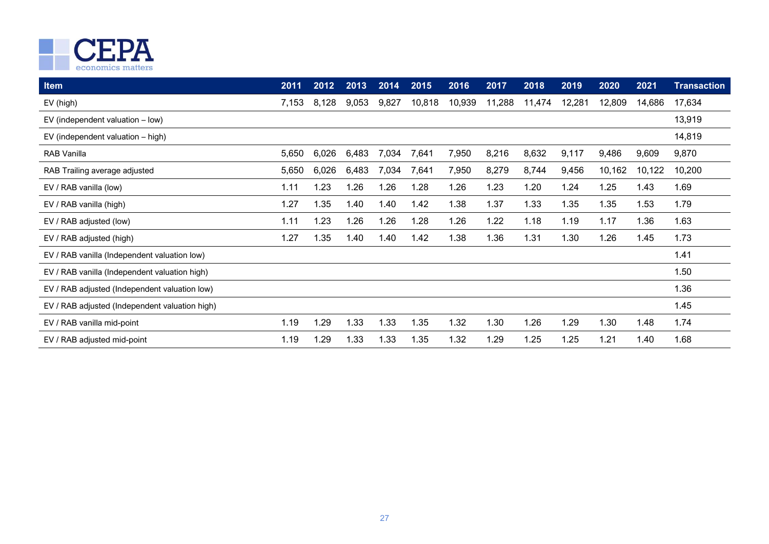| Item | 2011 | 2012 | 2013 | 2014 | 2015 | 2016 | 2017 | 2018 | 2019 | 2020 | 2021 | Transaction |
|---|---|---|---|---|---|---|---|---|---|---|---|---|
| EV (high) | 7,153 | 8,128 | 9,053 | 9,827 | 10,818 | 10,939 | 11,288 | 11,474 | 12,281 | 12,809 | 14,686 | 17,634 |
| EV (independent valuation – low) | | | | | | | | | | | | 13,919 |
| EV (independent valuation – high) | | | | | | | | | | | | 14,819 |
| RAB Vanilla | 5,650 | 6,026 | 6,483 | 7,034 | 7,641 | 7,950 | 8,216 | 8,632 | 9,117 | 9,486 | 9,609 | 9,870 |
| RAB Trailing average adjusted | 5,650 | 6,026 | 6,483 | 7,034 | 7,641 | 7,950 | 8,279 | 8,744 | 9,456 | 10,162 | 10,122 | 10,200 |
| EV / RAB vanilla (low) | 1.11 | 1.23 | 1.26 | 1.26 | 1.28 | 1.26 | 1.23 | 1.20 | 1.24 | 1.25 | 1.43 | 1.69 |
| EV / RAB vanilla (high) | 1.27 | 1.35 | 1.40 | 1.40 | 1.42 | 1.38 | 1.37 | 1.33 | 1.35 | 1.35 | 1.53 | 1.79 |
| EV / RAB adjusted (low) | 1.11 | 1.23 | 1.26 | 1.26 | 1.28 | 1.26 | 1.22 | 1.18 | 1.19 | 1.17 | 1.36 | 1.63 |
| EV / RAB adjusted (high) | 1.27 | 1.35 | 1.40 | 1.40 | 1.42 | 1.38 | 1.36 | 1.31 | 1.30 | 1.26 | 1.45 | 1.73 |
| EV / RAB vanilla (Independent valuation low) | | | | | | | | | | | | 1.41 |
| EV / RAB vanilla (Independent valuation high) | | | | | | | | | | | | 1.50 |
| EV / RAB adjusted (Independent valuation low) | | | | | | | | | | | | 1.36 |
| EV / RAB adjusted (Independent valuation high) | | | | | | | | | | | | 1.45 |
| EV / RAB vanilla mid-point | 1.19 | 1.29 | 1.33 | 1.33 | 1.35 | 1.32 | 1.30 | 1.26 | 1.29 | 1.30 | 1.48 | 1.74 |
| EV / RAB adjusted mid-point | 1.19 | 1.29 | 1.33 | 1.33 | 1.35 | 1.32 | 1.29 | 1.25 | 1.25 | 1.21 | 1.40 | 1.68 |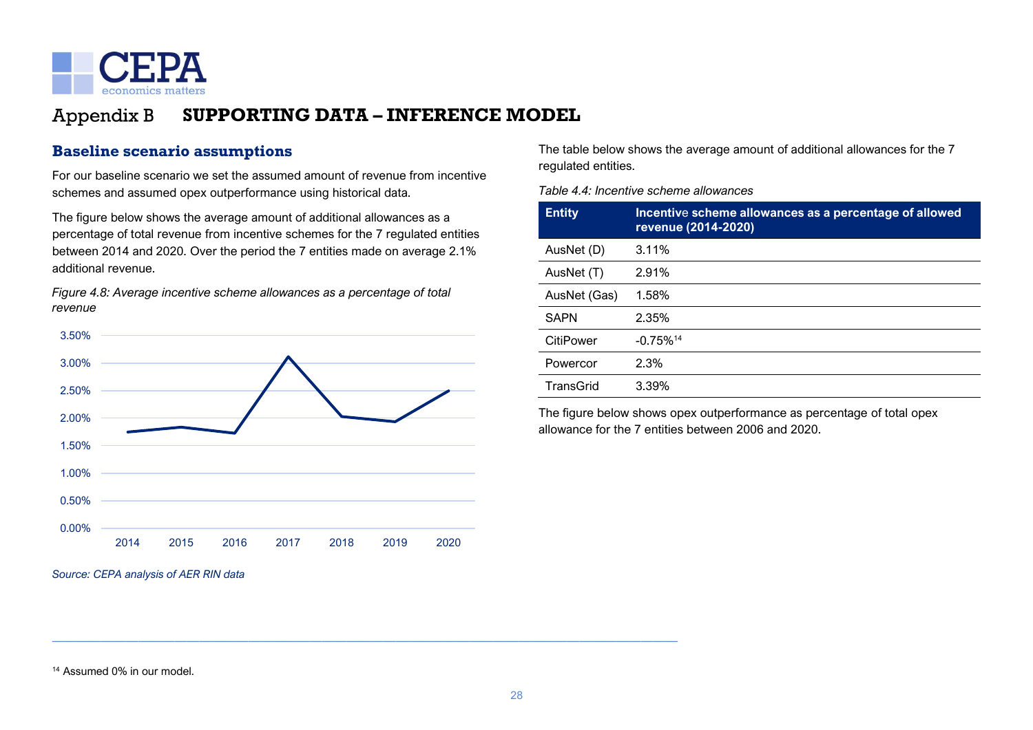# Appendix B SUPPORTING DATA – INFERENCE MODEL

## Baseline scenario assumptions

For our baseline scenario we set the assumed amount of revenue from incentive schemes and assumed opex outperformance using historical data.

The figure below shows the average amount of additional allowances as a percentage of total revenue from incentive schemes for the 7 regulated entities between 2014 and 2020. Over the period the 7 entities made on average 2.1% additional revenue.

*Figure 4.8: Average incentive scheme allowances as a percentage of total revenue*

*Source: CEPA analysis of AER RIN data*

The table below shows the average amount of additional allowances for the 7 regulated entities.

*Table 4.4: Incentive scheme allowances*

| Entity | Incentive scheme allowances as a percentage of allowed revenue (2014-2020) |
|---|---|
| AusNet (D) | 3.11% |
| AusNet (T) | 2.91% |
| AusNet (Gas) | 1.58% |
| SAPN | 2.35% |
| CitiPower | -0.75%[14] |
| Powercor | 2.3% |
| TransGrid | 3.39% |

The figure below shows opex outperformance as percentage of total opex allowance for the 7 entities between 2006 and 2020.

[14] Assumed 0% in our model.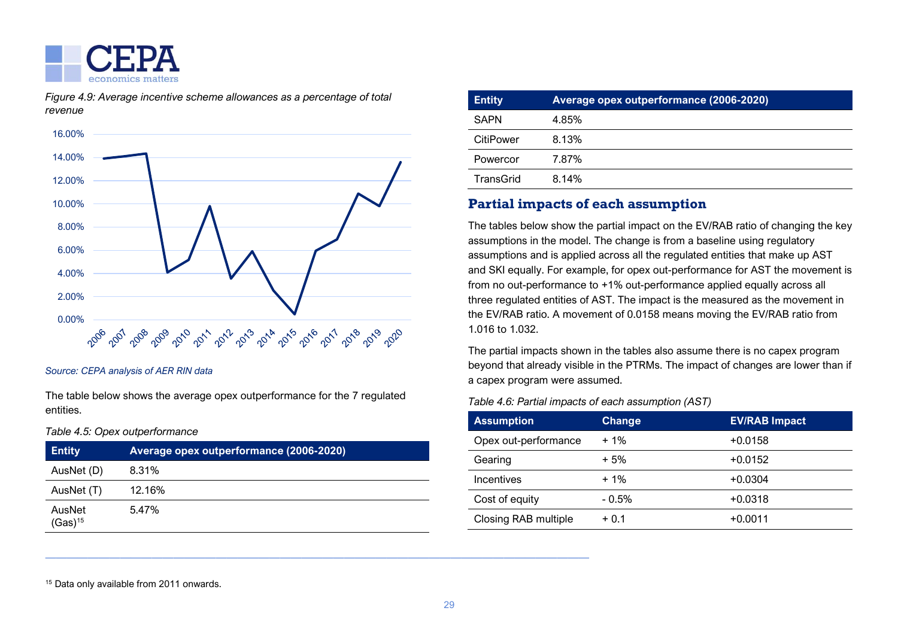*Figure 4.9: Average incentive scheme allowances as a percentage of total revenue*

*Source: CEPA analysis of AER RIN data*

The table below shows the average opex outperformance for the 7 regulated entities.

*Table 4.5: Opex outperformance*

| Entity | Average opex outperformance (2006-2020) |
|---|---|
| AusNet (D) | 8.31% |
| AusNet (T) | 12.16% |
| AusNet (Gas)[15] | 5.47% |
| SAPN | 4.85% |
| CitiPower | 8.13% |
| Powercor | 7.87% |
| TransGrid | 8.14% |

### Partial impacts of each assumption

The tables below show the partial impact on the EV/RAB ratio of changing the key assumptions in the model. The change is from a baseline using regulatory assumptions and is applied across all the regulated entities that make up AST and SKI equally. For example, for opex out-performance for AST the movement is from no out-performance to +1% out-performance applied equally across all three regulated entities of AST. The impact is the measured as the movement in the EV/RAB ratio. A movement of 0.0158 means moving the EV/RAB ratio from 1.016 to 1.032.

The partial impacts shown in the tables also assume there is no capex program beyond that already visible in the PTRMs. The impact of changes are lower than if a capex program were assumed.

*Table 4.6: Partial impacts of each assumption (AST)*

| Assumption | Change | EV/RAB Impact |
|---|---|---|
| Opex out-performance | + 1% | +0.0158 |
| Gearing | + 5% | +0.0152 |
| Incentives | + 1% | +0.0304 |
| Cost of equity | - 0.5% | +0.0318 |
| Closing RAB multiple | + 0.1 | +0.0011 |

---

[15] Data only available from 2011 onwards.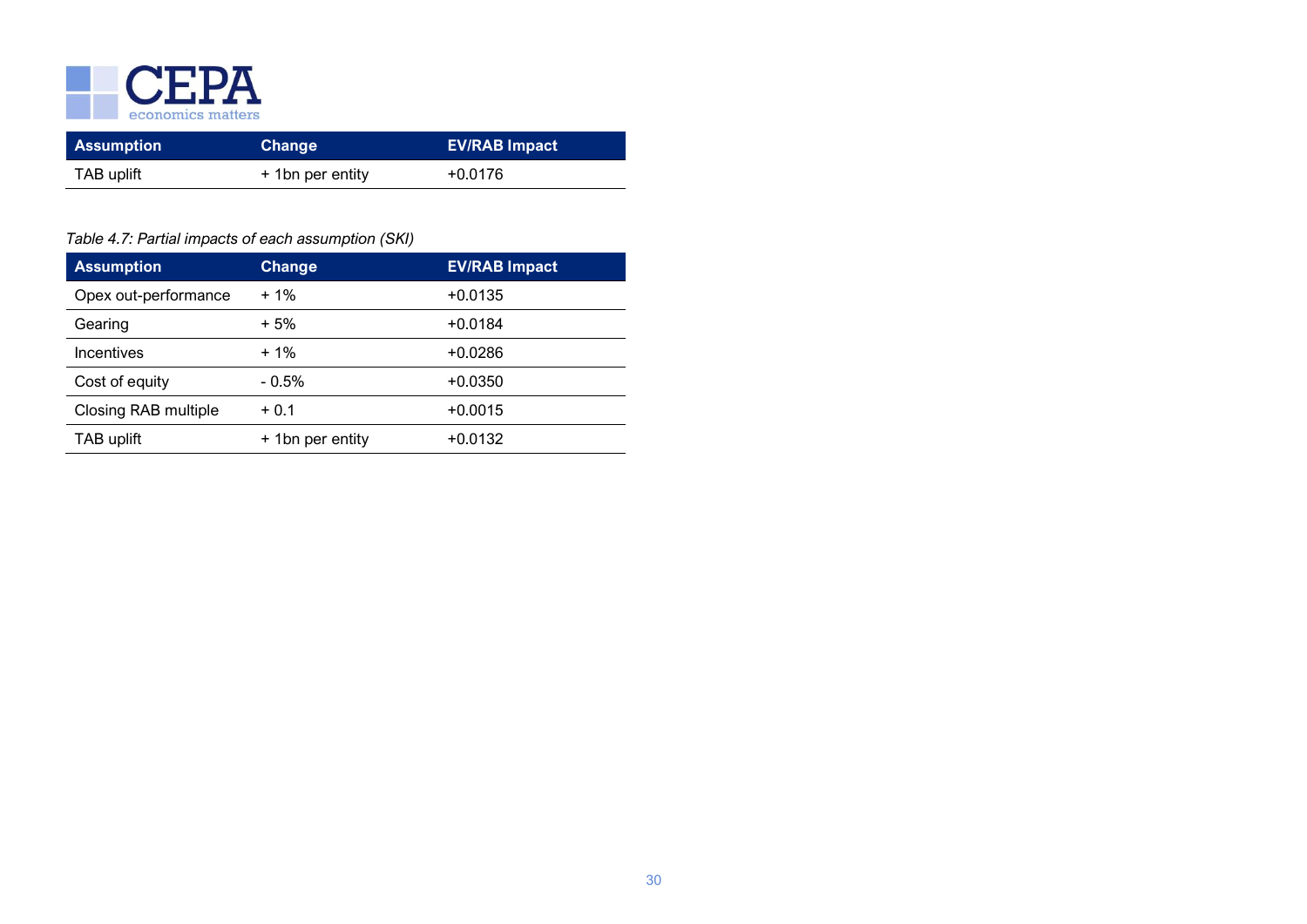| Assumption | Change | EV/RAB Impact |
|---|---|---|
| TAB uplift | + 1bn per entity | +0.0176 |

*Table 4.7: Partial impacts of each assumption (SKI)*

| Assumption | Change | EV/RAB Impact |
|---|---|---|
| Opex out-performance | + 1% | +0.0135 |
| Gearing | + 5% | +0.0184 |
| Incentives | + 1% | +0.0286 |
| Cost of equity | - 0.5% | +0.0350 |
| Closing RAB multiple | + 0.1 | +0.0015 |
| TAB uplift | + 1bn per entity | +0.0132 |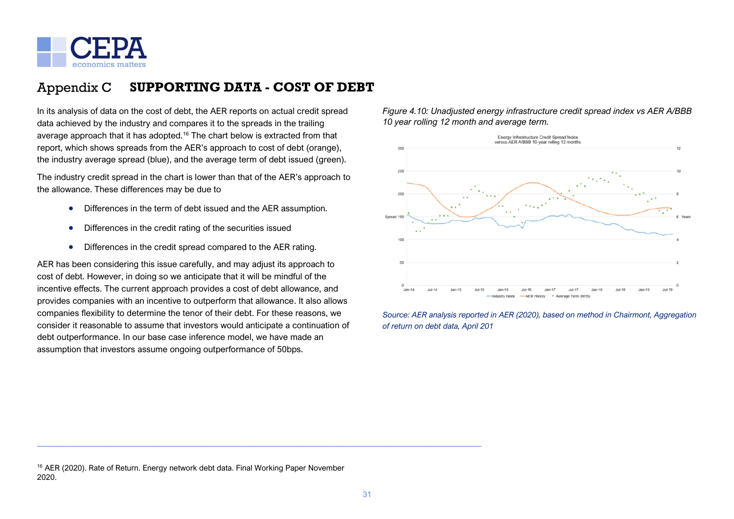# Appendix C SUPPORTING DATA - COST OF DEBT

In its analysis of data on the cost of debt, the AER reports on actual credit spread data achieved by the industry and compares it to the spreads in the trailing average approach that it has adopted.[16] The chart below is extracted from that report, which shows spreads from the AER's approach to cost of debt (orange), the industry average spread (blue), and the average term of debt issued (green).

The industry credit spread in the chart is lower than that of the AER's approach to the allowance. These differences may be due to

- Differences in the term of debt issued and the AER assumption.
- Differences in the credit rating of the securities issued
- Differences in the credit spread compared to the AER rating.

AER has been considering this issue carefully, and may adjust its approach to cost of debt. However, in doing so we anticipate that it will be mindful of the incentive effects. The current approach provides a cost of debt allowance, and provides companies with an incentive to outperform that allowance. It also allows companies flexibility to determine the tenor of their debt. For these reasons, we consider it reasonable to assume that investors would anticipate a continuation of debt outperformance. In our base case inference model, we have made an assumption that investors assume ongoing outperformance of 50bps.

*Figure 4.10: Unadjusted energy infrastructure credit spread index vs AER A/BBB 10 year rolling 12 month and average term.*

*Source: AER analysis reported in AER (2020), based on method in Chairmont, Aggregation of return on debt data, April 201*

[16] AER (2020). Rate of Return. Energy network debt data. Final Working Paper November 2020.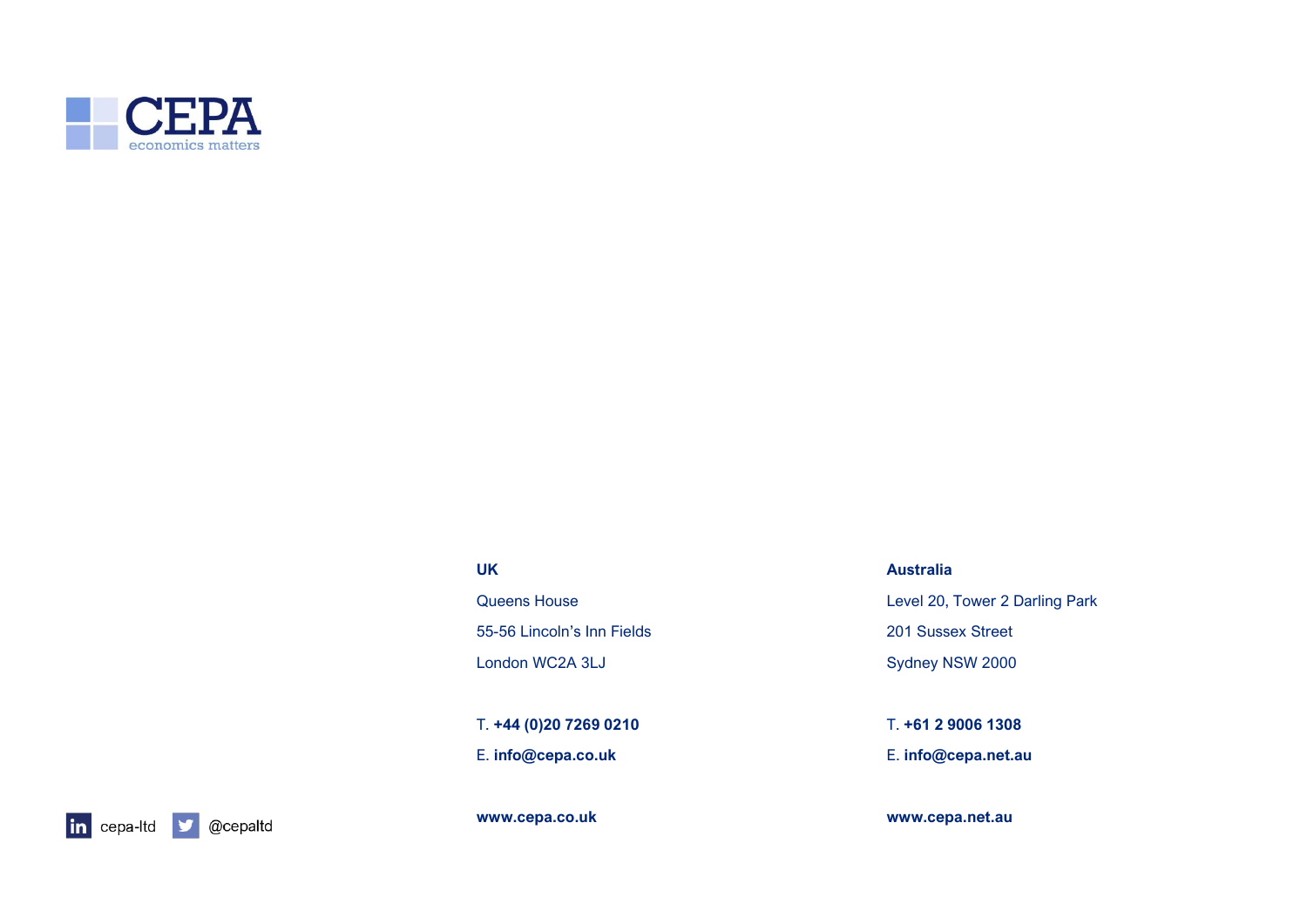CEPA

economics matters

**UK**

Queens House

55-56 Lincoln's Inn Fields

London WC2A 3LJ

T. **+44 (0)20 7269 0210**

E. **info@cepa.co.uk**

**www.cepa.co.uk**

**Australia**

Level 20, Tower 2 Darling Park

201 Sussex Street

Sydney NSW 2000

T. **+61 2 9006 1308**

E. **info@cepa.net.au**

**www.cepa.net.au**

cepa-ltd @cepaltd